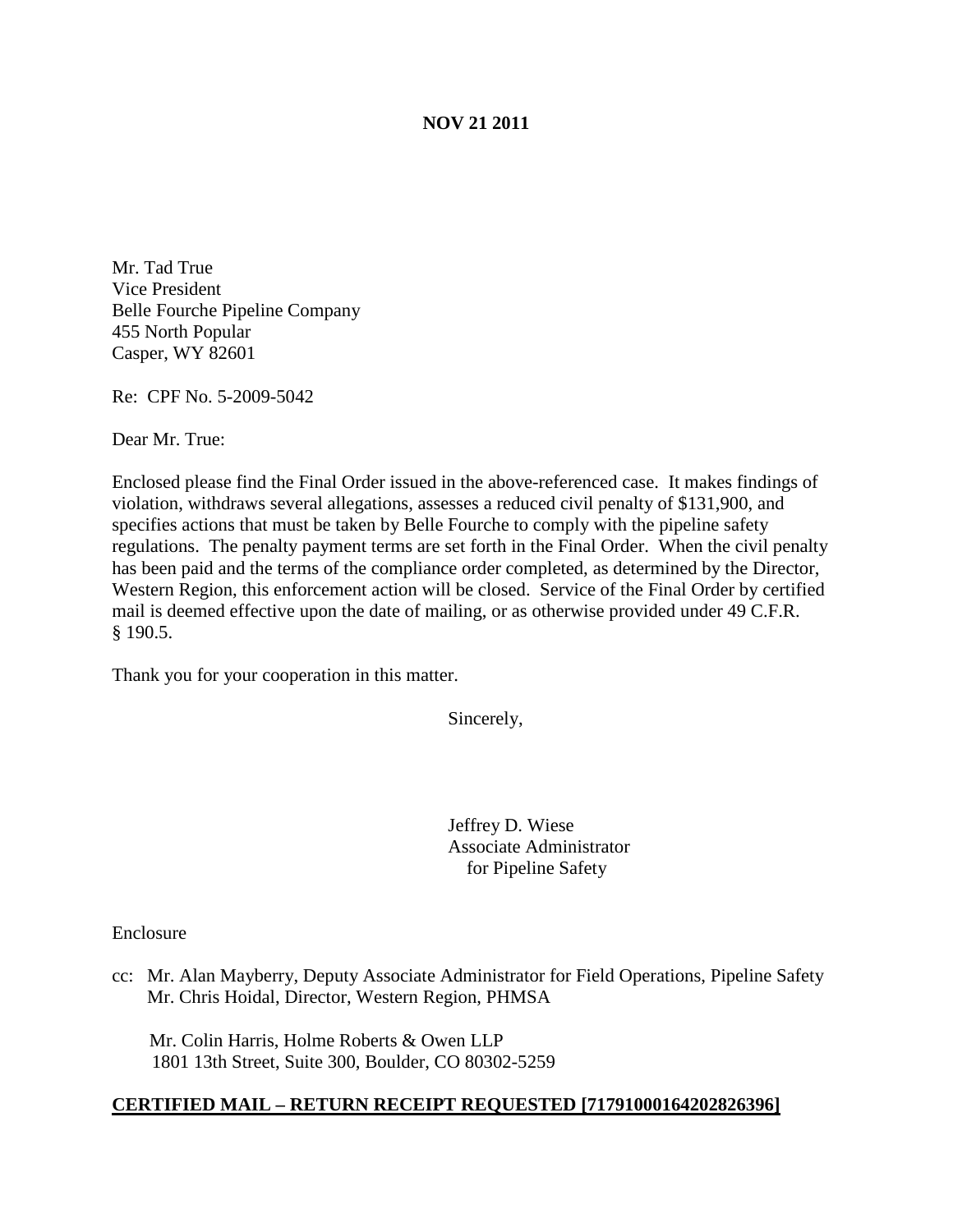**NOV 21 2011**

Mr. Tad True
Vice President
Belle Fourche Pipeline Company
455 North Popular
Casper, WY 82601

Re: CPF No. 5-2009-5042

Dear Mr. True:

Enclosed please find the Final Order issued in the above-referenced case. It makes findings of violation, withdraws several allegations, assesses a reduced civil penalty of $131,900, and specifies actions that must be taken by Belle Fourche to comply with the pipeline safety regulations. The penalty payment terms are set forth in the Final Order. When the civil penalty has been paid and the terms of the compliance order completed, as determined by the Director, Western Region, this enforcement action will be closed. Service of the Final Order by certified mail is deemed effective upon the date of mailing, or as otherwise provided under 49 C.F.R. § 190.5.

Thank you for your cooperation in this matter.

Sincerely,

Jeffrey D. Wiese
Associate Administrator
for Pipeline Safety

Enclosure

cc: Mr. Alan Mayberry, Deputy Associate Administrator for Field Operations, Pipeline Safety
Mr. Chris Hoidal, Director, Western Region, PHMSA

Mr. Colin Harris, Holme Roberts & Owen LLP
1801 13th Street, Suite 300, Boulder, CO 80302-5259

**CERTIFIED MAIL – RETURN RECEIPT REQUESTED [71791000164202826396]**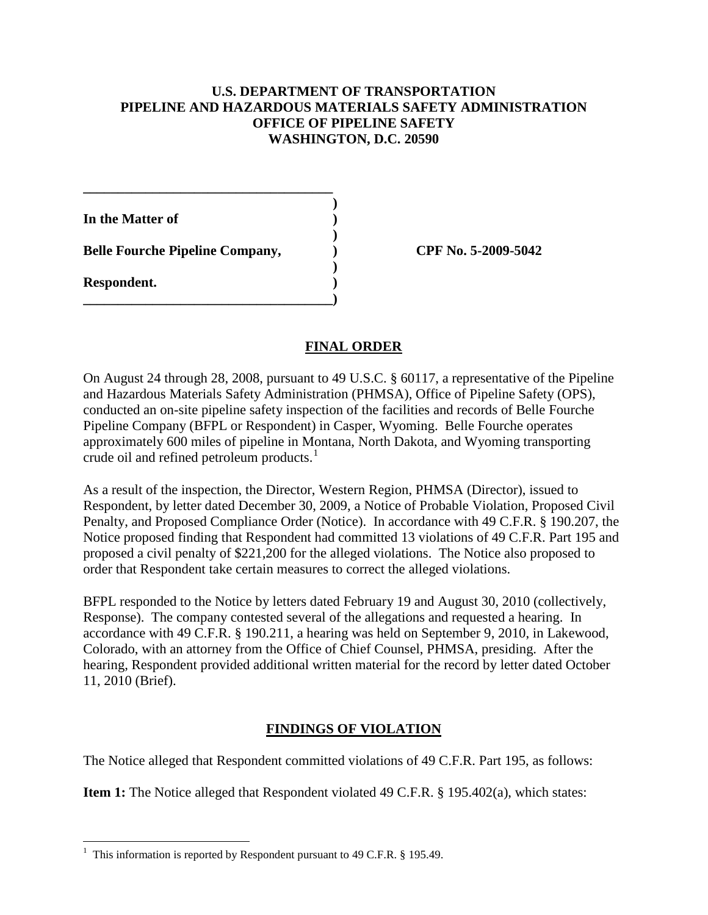**U.S. DEPARTMENT OF TRANSPORTATION**
**PIPELINE AND HAZARDOUS MATERIALS SAFETY ADMINISTRATION**
**OFFICE OF PIPELINE SAFETY**
**WASHINGTON, D.C. 20590**

| | |
|---|---|
| **In the Matter of** | |
| **Belle Fourche Pipeline Company,** | **CPF No. 5-2009-5042** |
| **Respondent.** | |

## FINAL ORDER

On August 24 through 28, 2008, pursuant to 49 U.S.C. § 60117, a representative of the Pipeline and Hazardous Materials Safety Administration (PHMSA), Office of Pipeline Safety (OPS), conducted an on-site pipeline safety inspection of the facilities and records of Belle Fourche Pipeline Company (BFPL or Respondent) in Casper, Wyoming. Belle Fourche operates approximately 600 miles of pipeline in Montana, North Dakota, and Wyoming transporting crude oil and refined petroleum products.[1]

As a result of the inspection, the Director, Western Region, PHMSA (Director), issued to Respondent, by letter dated December 30, 2009, a Notice of Probable Violation, Proposed Civil Penalty, and Proposed Compliance Order (Notice). In accordance with 49 C.F.R. § 190.207, the Notice proposed finding that Respondent had committed 13 violations of 49 C.F.R. Part 195 and proposed a civil penalty of $221,200 for the alleged violations. The Notice also proposed to order that Respondent take certain measures to correct the alleged violations.

BFPL responded to the Notice by letters dated February 19 and August 30, 2010 (collectively, Response). The company contested several of the allegations and requested a hearing. In accordance with 49 C.F.R. § 190.211, a hearing was held on September 9, 2010, in Lakewood, Colorado, with an attorney from the Office of Chief Counsel, PHMSA, presiding. After the hearing, Respondent provided additional written material for the record by letter dated October 11, 2010 (Brief).

## FINDINGS OF VIOLATION

The Notice alleged that Respondent committed violations of 49 C.F.R. Part 195, as follows:

**Item 1:** The Notice alleged that Respondent violated 49 C.F.R. § 195.402(a), which states:

[1] This information is reported by Respondent pursuant to 49 C.F.R. § 195.49.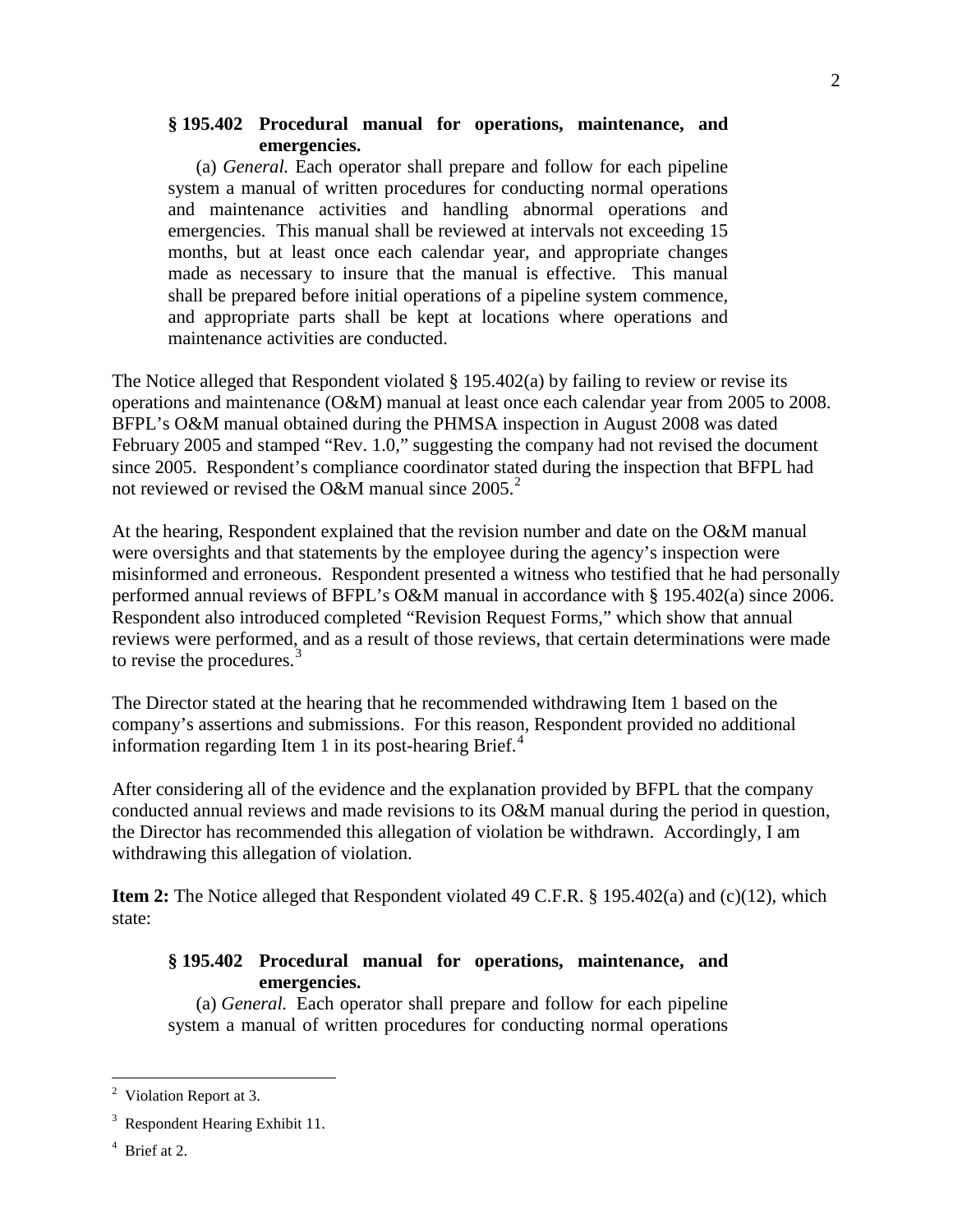**§ 195.402 Procedural manual for operations, maintenance, and emergencies.**

(a) *General.* Each operator shall prepare and follow for each pipeline system a manual of written procedures for conducting normal operations and maintenance activities and handling abnormal operations and emergencies. This manual shall be reviewed at intervals not exceeding 15 months, but at least once each calendar year, and appropriate changes made as necessary to insure that the manual is effective. This manual shall be prepared before initial operations of a pipeline system commence, and appropriate parts shall be kept at locations where operations and maintenance activities are conducted.

The Notice alleged that Respondent violated § 195.402(a) by failing to review or revise its operations and maintenance (O&M) manual at least once each calendar year from 2005 to 2008. BFPL's O&M manual obtained during the PHMSA inspection in August 2008 was dated February 2005 and stamped "Rev. 1.0," suggesting the company had not revised the document since 2005. Respondent's compliance coordinator stated during the inspection that BFPL had not reviewed or revised the O&M manual since 2005.[2]

At the hearing, Respondent explained that the revision number and date on the O&M manual were oversights and that statements by the employee during the agency's inspection were misinformed and erroneous. Respondent presented a witness who testified that he had personally performed annual reviews of BFPL's O&M manual in accordance with § 195.402(a) since 2006. Respondent also introduced completed "Revision Request Forms," which show that annual reviews were performed, and as a result of those reviews, that certain determinations were made to revise the procedures.[3]

The Director stated at the hearing that he recommended withdrawing Item 1 based on the company's assertions and submissions. For this reason, Respondent provided no additional information regarding Item 1 in its post-hearing Brief.[4]

After considering all of the evidence and the explanation provided by BFPL that the company conducted annual reviews and made revisions to its O&M manual during the period in question, the Director has recommended this allegation of violation be withdrawn. Accordingly, I am withdrawing this allegation of violation.

**Item 2:** The Notice alleged that Respondent violated 49 C.F.R. § 195.402(a) and (c)(12), which state:

**§ 195.402 Procedural manual for operations, maintenance, and emergencies.**

(a) *General.* Each operator shall prepare and follow for each pipeline system a manual of written procedures for conducting normal operations

---

[2] Violation Report at 3.

[3] Respondent Hearing Exhibit 11.

[4] Brief at 2.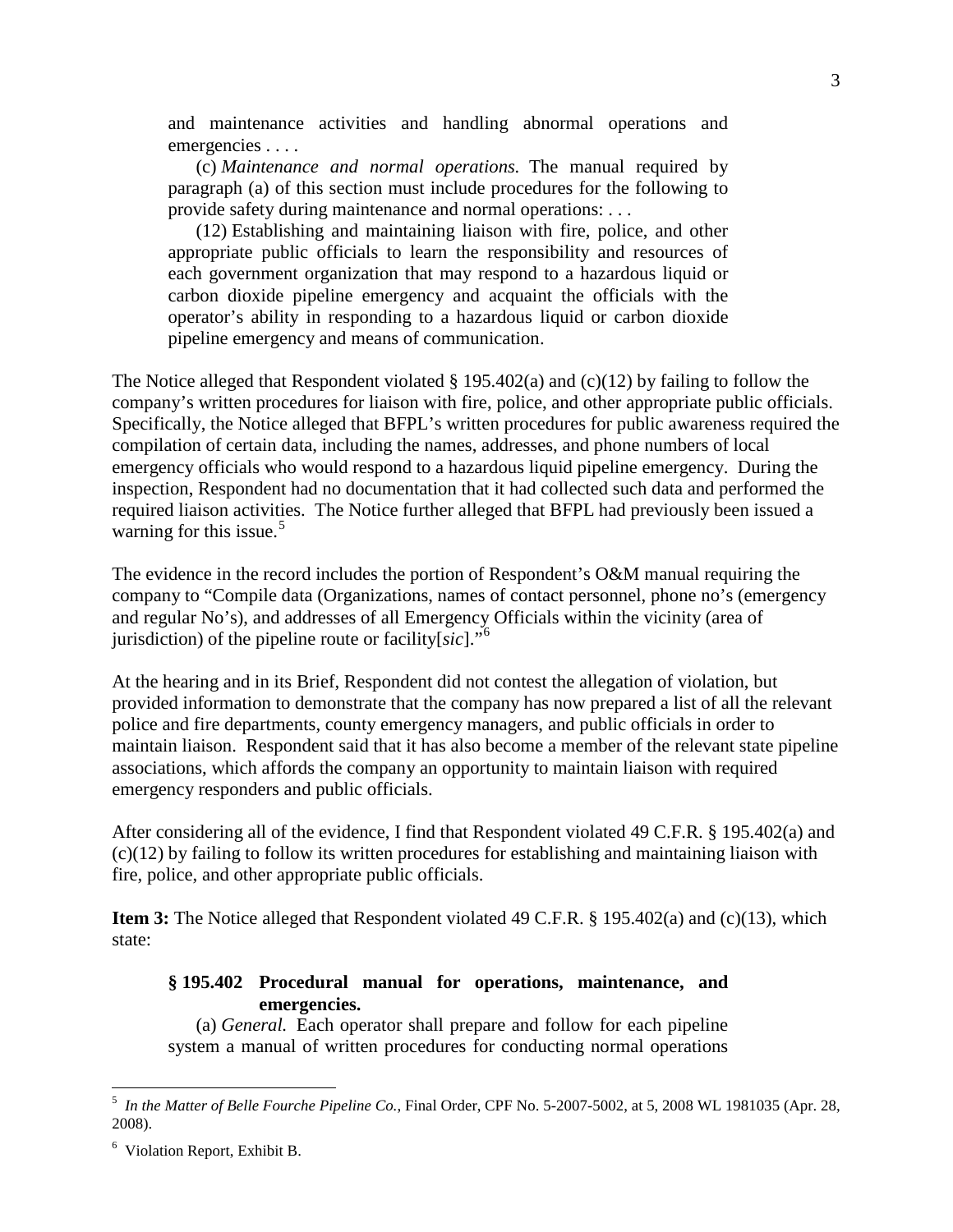> and maintenance activities and handling abnormal operations and emergencies . . . .
>
> (c) *Maintenance and normal operations.* The manual required by paragraph (a) of this section must include procedures for the following to provide safety during maintenance and normal operations: . . .
>
> (12) Establishing and maintaining liaison with fire, police, and other appropriate public officials to learn the responsibility and resources of each government organization that may respond to a hazardous liquid or carbon dioxide pipeline emergency and acquaint the officials with the operator's ability in responding to a hazardous liquid or carbon dioxide pipeline emergency and means of communication.

The Notice alleged that Respondent violated § 195.402(a) and (c)(12) by failing to follow the company's written procedures for liaison with fire, police, and other appropriate public officials. Specifically, the Notice alleged that BFPL's written procedures for public awareness required the compilation of certain data, including the names, addresses, and phone numbers of local emergency officials who would respond to a hazardous liquid pipeline emergency. During the inspection, Respondent had no documentation that it had collected such data and performed the required liaison activities. The Notice further alleged that BFPL had previously been issued a warning for this issue.[5]

The evidence in the record includes the portion of Respondent's O&M manual requiring the company to "Compile data (Organizations, names of contact personnel, phone no's (emergency and regular No's), and addresses of all Emergency Officials within the vicinity (area of jurisdiction) of the pipeline route or facility[*sic*]."[6]

At the hearing and in its Brief, Respondent did not contest the allegation of violation, but provided information to demonstrate that the company has now prepared a list of all the relevant police and fire departments, county emergency managers, and public officials in order to maintain liaison. Respondent said that it has also become a member of the relevant state pipeline associations, which affords the company an opportunity to maintain liaison with required emergency responders and public officials.

After considering all of the evidence, I find that Respondent violated 49 C.F.R. § 195.402(a) and (c)(12) by failing to follow its written procedures for establishing and maintaining liaison with fire, police, and other appropriate public officials.

**Item 3:** The Notice alleged that Respondent violated 49 C.F.R. § 195.402(a) and (c)(13), which state:

> **§ 195.402 Procedural manual for operations, maintenance, and emergencies.**
>
> (a) *General.* Each operator shall prepare and follow for each pipeline system a manual of written procedures for conducting normal operations

---

[5] *In the Matter of Belle Fourche Pipeline Co.*, Final Order, CPF No. 5-2007-5002, at 5, 2008 WL 1981035 (Apr. 28, 2008).

[6] Violation Report, Exhibit B.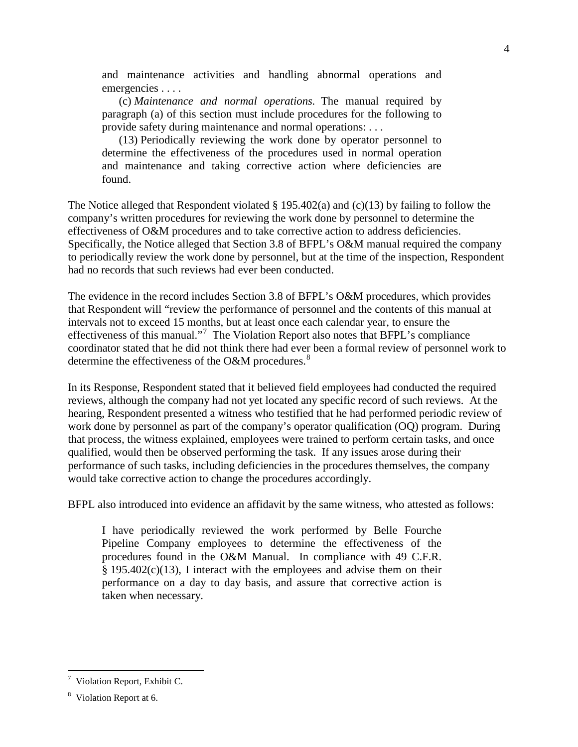> and maintenance activities and handling abnormal operations and emergencies . . . .
>
> (c) *Maintenance and normal operations.* The manual required by paragraph (a) of this section must include procedures for the following to provide safety during maintenance and normal operations: . . .
>
> (13) Periodically reviewing the work done by operator personnel to determine the effectiveness of the procedures used in normal operation and maintenance and taking corrective action where deficiencies are found.

The Notice alleged that Respondent violated § 195.402(a) and (c)(13) by failing to follow the company's written procedures for reviewing the work done by personnel to determine the effectiveness of O&M procedures and to take corrective action to address deficiencies. Specifically, the Notice alleged that Section 3.8 of BFPL's O&M manual required the company to periodically review the work done by personnel, but at the time of the inspection, Respondent had no records that such reviews had ever been conducted.

The evidence in the record includes Section 3.8 of BFPL's O&M procedures, which provides that Respondent will "review the performance of personnel and the contents of this manual at intervals not to exceed 15 months, but at least once each calendar year, to ensure the effectiveness of this manual."[7] The Violation Report also notes that BFPL's compliance coordinator stated that he did not think there had ever been a formal review of personnel work to determine the effectiveness of the O&M procedures.[8]

In its Response, Respondent stated that it believed field employees had conducted the required reviews, although the company had not yet located any specific record of such reviews. At the hearing, Respondent presented a witness who testified that he had performed periodic review of work done by personnel as part of the company's operator qualification (OQ) program. During that process, the witness explained, employees were trained to perform certain tasks, and once qualified, would then be observed performing the task. If any issues arose during their performance of such tasks, including deficiencies in the procedures themselves, the company would take corrective action to change the procedures accordingly.

BFPL also introduced into evidence an affidavit by the same witness, who attested as follows:

> I have periodically reviewed the work performed by Belle Fourche Pipeline Company employees to determine the effectiveness of the procedures found in the O&M Manual. In compliance with 49 C.F.R. § 195.402(c)(13), I interact with the employees and advise them on their performance on a day to day basis, and assure that corrective action is taken when necessary.

---

[7] Violation Report, Exhibit C.

[8] Violation Report at 6.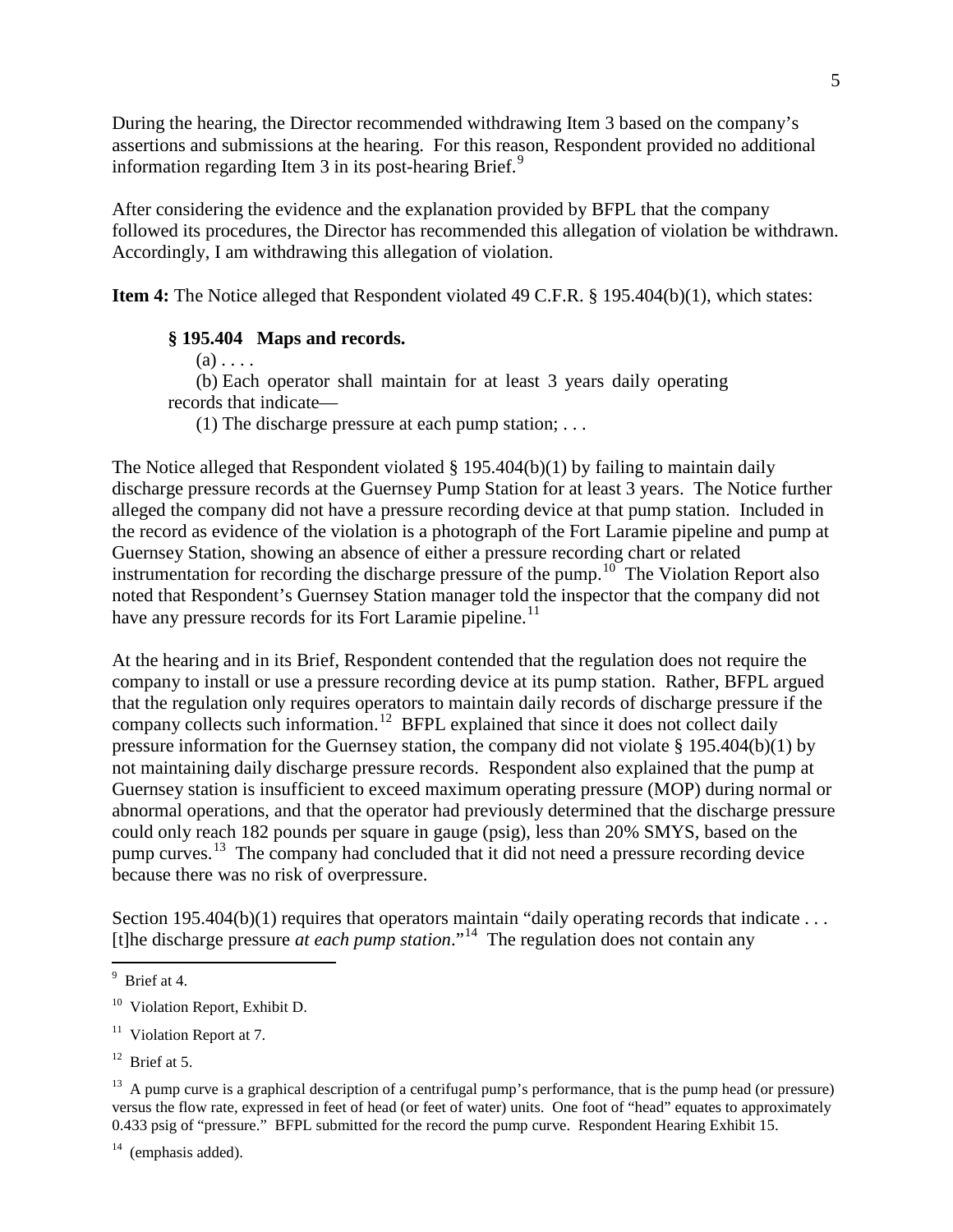During the hearing, the Director recommended withdrawing Item 3 based on the company's assertions and submissions at the hearing. For this reason, Respondent provided no additional information regarding Item 3 in its post-hearing Brief.[9]

After considering the evidence and the explanation provided by BFPL that the company followed its procedures, the Director has recommended this allegation of violation be withdrawn. Accordingly, I am withdrawing this allegation of violation.

**Item 4:** The Notice alleged that Respondent violated 49 C.F.R. § 195.404(b)(1), which states:

> **§ 195.404 Maps and records.**
>
> (a) . . . .
>
> (b) Each operator shall maintain for at least 3 years daily operating records that indicate—
>
> (1) The discharge pressure at each pump station; . . .

The Notice alleged that Respondent violated § 195.404(b)(1) by failing to maintain daily discharge pressure records at the Guernsey Pump Station for at least 3 years. The Notice further alleged the company did not have a pressure recording device at that pump station. Included in the record as evidence of the violation is a photograph of the Fort Laramie pipeline and pump at Guernsey Station, showing an absence of either a pressure recording chart or related instrumentation for recording the discharge pressure of the pump.[10] The Violation Report also noted that Respondent's Guernsey Station manager told the inspector that the company did not have any pressure records for its Fort Laramie pipeline.[11]

At the hearing and in its Brief, Respondent contended that the regulation does not require the company to install or use a pressure recording device at its pump station. Rather, BFPL argued that the regulation only requires operators to maintain daily records of discharge pressure if the company collects such information.[12] BFPL explained that since it does not collect daily pressure information for the Guernsey station, the company did not violate § 195.404(b)(1) by not maintaining daily discharge pressure records. Respondent also explained that the pump at Guernsey station is insufficient to exceed maximum operating pressure (MOP) during normal or abnormal operations, and that the operator had previously determined that the discharge pressure could only reach 182 pounds per square in gauge (psig), less than 20% SMYS, based on the pump curves.[13] The company had concluded that it did not need a pressure recording device because there was no risk of overpressure.

Section 195.404(b)(1) requires that operators maintain "daily operating records that indicate . . . [t]he discharge pressure *at each pump station*."[14] The regulation does not contain any

---

[9] Brief at 4.

[10] Violation Report, Exhibit D.

[11] Violation Report at 7.

[12] Brief at 5.

[13] A pump curve is a graphical description of a centrifugal pump's performance, that is the pump head (or pressure) versus the flow rate, expressed in feet of head (or feet of water) units. One foot of "head" equates to approximately 0.433 psig of "pressure." BFPL submitted for the record the pump curve. Respondent Hearing Exhibit 15.

[14] (emphasis added).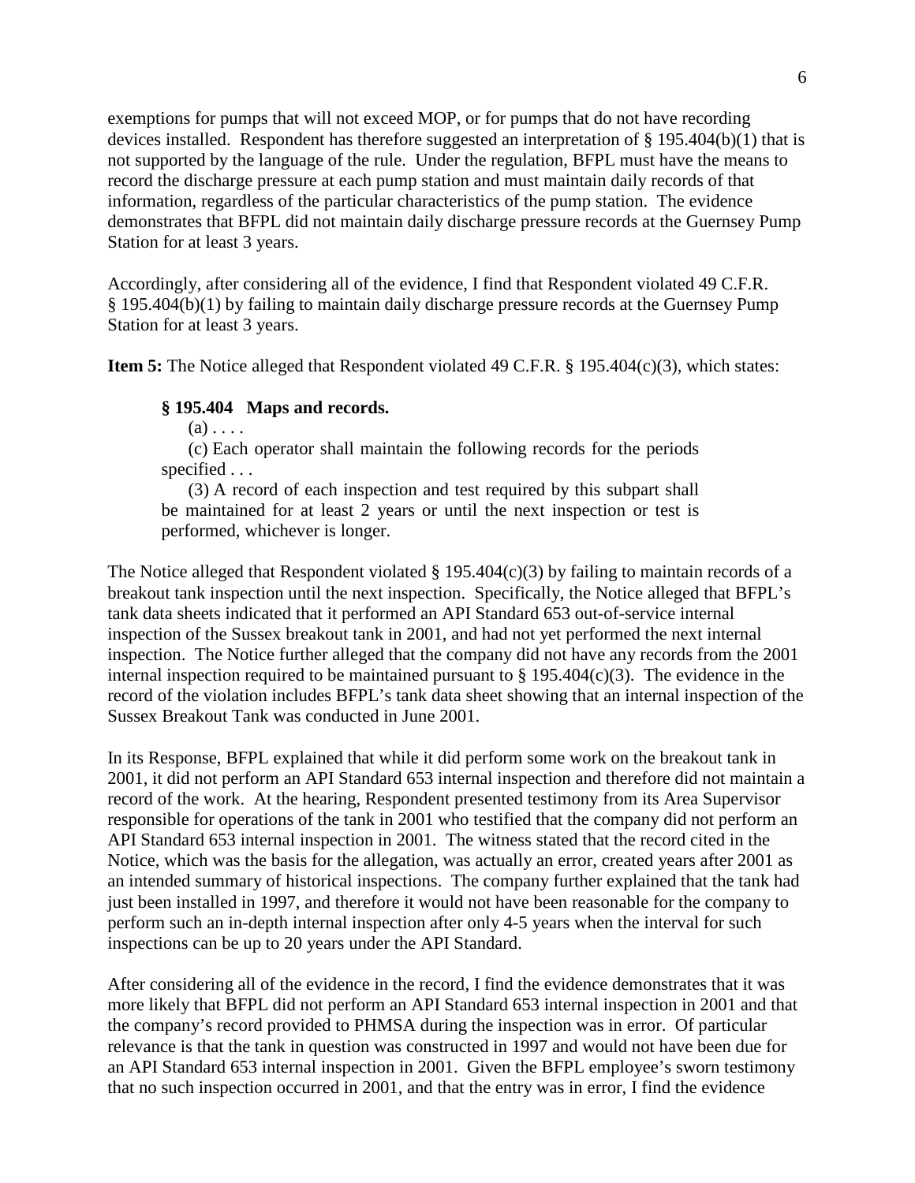exemptions for pumps that will not exceed MOP, or for pumps that do not have recording devices installed. Respondent has therefore suggested an interpretation of § 195.404(b)(1) that is not supported by the language of the rule. Under the regulation, BFPL must have the means to record the discharge pressure at each pump station and must maintain daily records of that information, regardless of the particular characteristics of the pump station. The evidence demonstrates that BFPL did not maintain daily discharge pressure records at the Guernsey Pump Station for at least 3 years.

Accordingly, after considering all of the evidence, I find that Respondent violated 49 C.F.R. § 195.404(b)(1) by failing to maintain daily discharge pressure records at the Guernsey Pump Station for at least 3 years.

**Item 5:** The Notice alleged that Respondent violated 49 C.F.R. § 195.404(c)(3), which states:

> **§ 195.404 Maps and records.**
>
> (a) . . . .
>
> (c) Each operator shall maintain the following records for the periods specified . . .
>
> (3) A record of each inspection and test required by this subpart shall be maintained for at least 2 years or until the next inspection or test is performed, whichever is longer.

The Notice alleged that Respondent violated § 195.404(c)(3) by failing to maintain records of a breakout tank inspection until the next inspection. Specifically, the Notice alleged that BFPL's tank data sheets indicated that it performed an API Standard 653 out-of-service internal inspection of the Sussex breakout tank in 2001, and had not yet performed the next internal inspection. The Notice further alleged that the company did not have any records from the 2001 internal inspection required to be maintained pursuant to § 195.404(c)(3). The evidence in the record of the violation includes BFPL's tank data sheet showing that an internal inspection of the Sussex Breakout Tank was conducted in June 2001.

In its Response, BFPL explained that while it did perform some work on the breakout tank in 2001, it did not perform an API Standard 653 internal inspection and therefore did not maintain a record of the work. At the hearing, Respondent presented testimony from its Area Supervisor responsible for operations of the tank in 2001 who testified that the company did not perform an API Standard 653 internal inspection in 2001. The witness stated that the record cited in the Notice, which was the basis for the allegation, was actually an error, created years after 2001 as an intended summary of historical inspections. The company further explained that the tank had just been installed in 1997, and therefore it would not have been reasonable for the company to perform such an in-depth internal inspection after only 4-5 years when the interval for such inspections can be up to 20 years under the API Standard.

After considering all of the evidence in the record, I find the evidence demonstrates that it was more likely that BFPL did not perform an API Standard 653 internal inspection in 2001 and that the company's record provided to PHMSA during the inspection was in error. Of particular relevance is that the tank in question was constructed in 1997 and would not have been due for an API Standard 653 internal inspection in 2001. Given the BFPL employee's sworn testimony that no such inspection occurred in 2001, and that the entry was in error, I find the evidence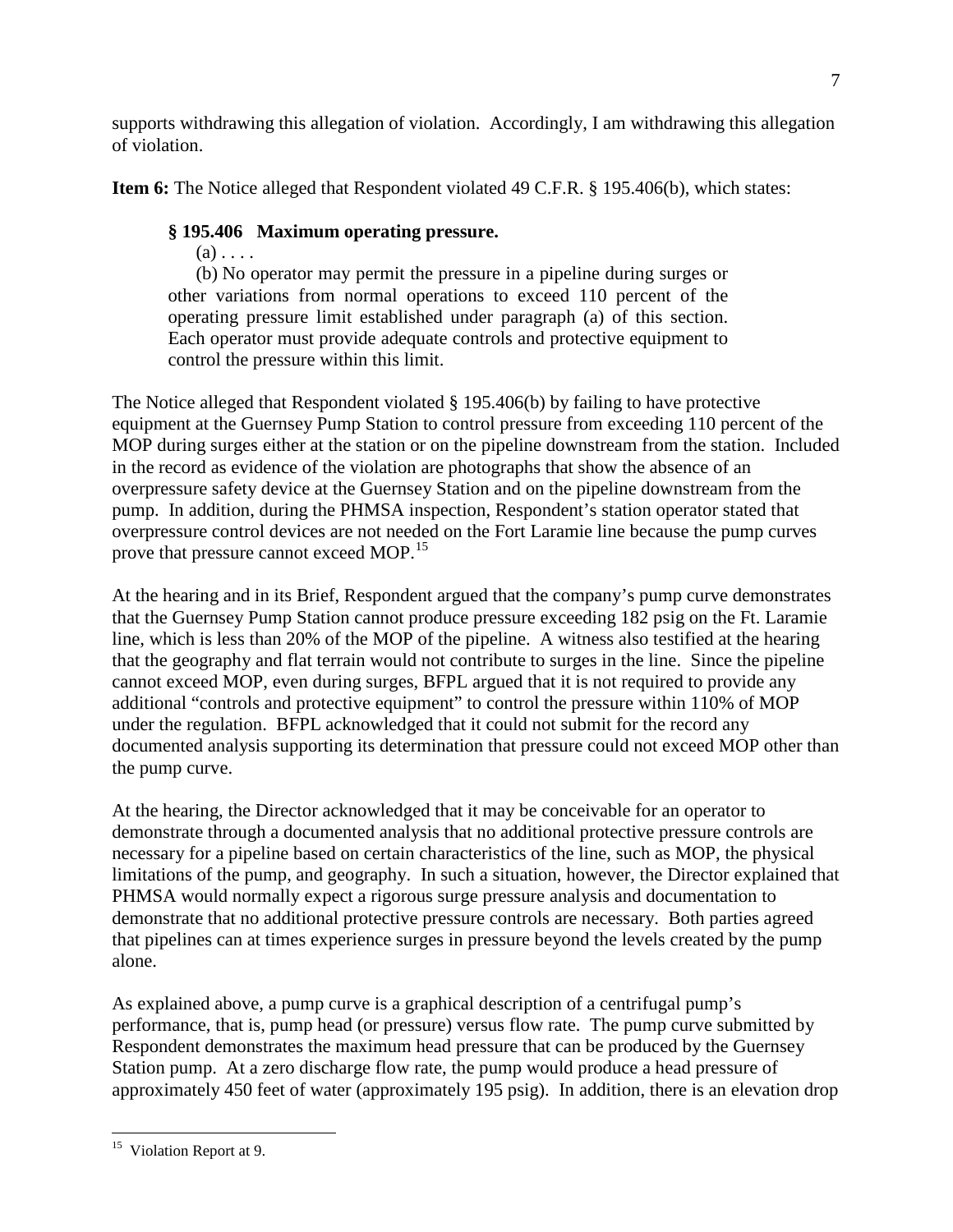supports withdrawing this allegation of violation. Accordingly, I am withdrawing this allegation of violation.

**Item 6:** The Notice alleged that Respondent violated 49 C.F.R. § 195.406(b), which states:

> **§ 195.406 Maximum operating pressure.**
>
> (a) . . . .
>
> (b) No operator may permit the pressure in a pipeline during surges or other variations from normal operations to exceed 110 percent of the operating pressure limit established under paragraph (a) of this section. Each operator must provide adequate controls and protective equipment to control the pressure within this limit.

The Notice alleged that Respondent violated § 195.406(b) by failing to have protective equipment at the Guernsey Pump Station to control pressure from exceeding 110 percent of the MOP during surges either at the station or on the pipeline downstream from the station. Included in the record as evidence of the violation are photographs that show the absence of an overpressure safety device at the Guernsey Station and on the pipeline downstream from the pump. In addition, during the PHMSA inspection, Respondent's station operator stated that overpressure control devices are not needed on the Fort Laramie line because the pump curves prove that pressure cannot exceed MOP.[15]

At the hearing and in its Brief, Respondent argued that the company's pump curve demonstrates that the Guernsey Pump Station cannot produce pressure exceeding 182 psig on the Ft. Laramie line, which is less than 20% of the MOP of the pipeline. A witness also testified at the hearing that the geography and flat terrain would not contribute to surges in the line. Since the pipeline cannot exceed MOP, even during surges, BFPL argued that it is not required to provide any additional "controls and protective equipment" to control the pressure within 110% of MOP under the regulation. BFPL acknowledged that it could not submit for the record any documented analysis supporting its determination that pressure could not exceed MOP other than the pump curve.

At the hearing, the Director acknowledged that it may be conceivable for an operator to demonstrate through a documented analysis that no additional protective pressure controls are necessary for a pipeline based on certain characteristics of the line, such as MOP, the physical limitations of the pump, and geography. In such a situation, however, the Director explained that PHMSA would normally expect a rigorous surge pressure analysis and documentation to demonstrate that no additional protective pressure controls are necessary. Both parties agreed that pipelines can at times experience surges in pressure beyond the levels created by the pump alone.

As explained above, a pump curve is a graphical description of a centrifugal pump's performance, that is, pump head (or pressure) versus flow rate. The pump curve submitted by Respondent demonstrates the maximum head pressure that can be produced by the Guernsey Station pump. At a zero discharge flow rate, the pump would produce a head pressure of approximately 450 feet of water (approximately 195 psig). In addition, there is an elevation drop

---

[15] Violation Report at 9.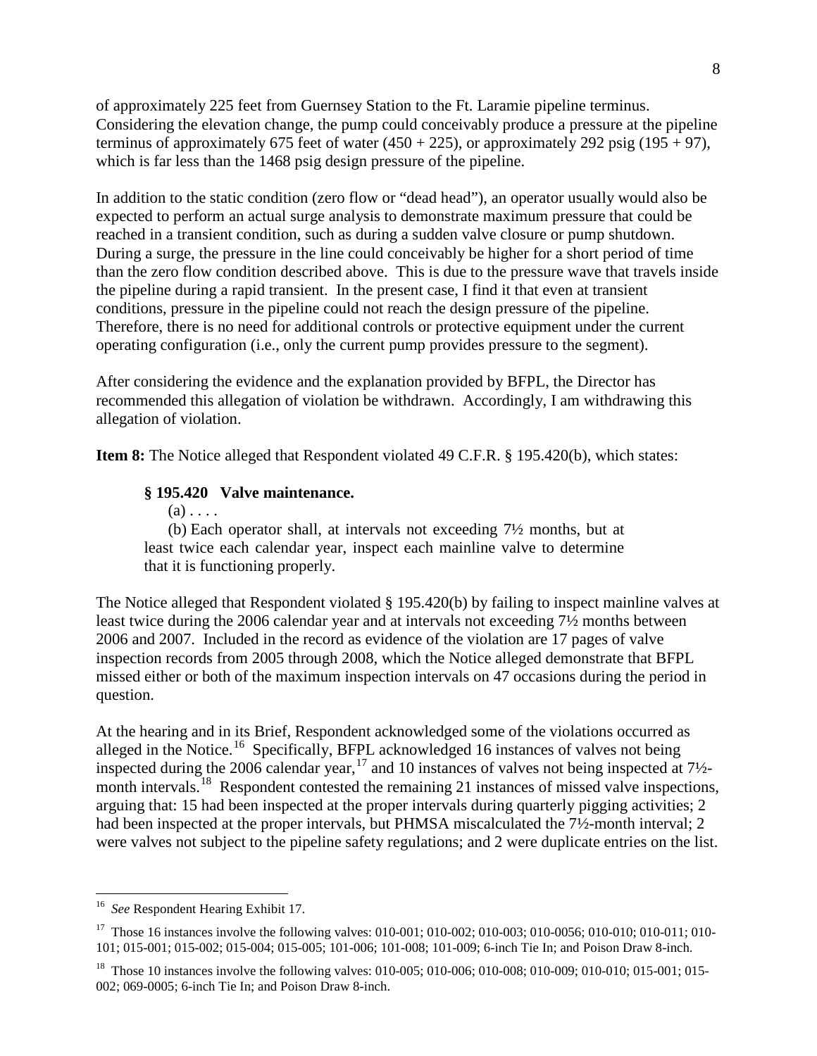of approximately 225 feet from Guernsey Station to the Ft. Laramie pipeline terminus. Considering the elevation change, the pump could conceivably produce a pressure at the pipeline terminus of approximately 675 feet of water (450 + 225), or approximately 292 psig (195 + 97), which is far less than the 1468 psig design pressure of the pipeline.

In addition to the static condition (zero flow or "dead head"), an operator usually would also be expected to perform an actual surge analysis to demonstrate maximum pressure that could be reached in a transient condition, such as during a sudden valve closure or pump shutdown. During a surge, the pressure in the line could conceivably be higher for a short period of time than the zero flow condition described above. This is due to the pressure wave that travels inside the pipeline during a rapid transient. In the present case, I find it that even at transient conditions, pressure in the pipeline could not reach the design pressure of the pipeline. Therefore, there is no need for additional controls or protective equipment under the current operating configuration (i.e., only the current pump provides pressure to the segment).

After considering the evidence and the explanation provided by BFPL, the Director has recommended this allegation of violation be withdrawn. Accordingly, I am withdrawing this allegation of violation.

**Item 8:** The Notice alleged that Respondent violated 49 C.F.R. § 195.420(b), which states:

> **§ 195.420 Valve maintenance.**
>
> (a) . . . .
>
> (b) Each operator shall, at intervals not exceeding 7½ months, but at least twice each calendar year, inspect each mainline valve to determine that it is functioning properly.

The Notice alleged that Respondent violated § 195.420(b) by failing to inspect mainline valves at least twice during the 2006 calendar year and at intervals not exceeding 7½ months between 2006 and 2007. Included in the record as evidence of the violation are 17 pages of valve inspection records from 2005 through 2008, which the Notice alleged demonstrate that BFPL missed either or both of the maximum inspection intervals on 47 occasions during the period in question.

At the hearing and in its Brief, Respondent acknowledged some of the violations occurred as alleged in the Notice.[16] Specifically, BFPL acknowledged 16 instances of valves not being inspected during the 2006 calendar year,[17] and 10 instances of valves not being inspected at 7½-month intervals.[18] Respondent contested the remaining 21 instances of missed valve inspections, arguing that: 15 had been inspected at the proper intervals during quarterly pigging activities; 2 had been inspected at the proper intervals, but PHMSA miscalculated the 7½-month interval; 2 were valves not subject to the pipeline safety regulations; and 2 were duplicate entries on the list.

---

[16] *See* Respondent Hearing Exhibit 17.

[17] Those 16 instances involve the following valves: 010-001; 010-002; 010-003; 010-0056; 010-010; 010-011; 010-101; 015-001; 015-002; 015-004; 015-005; 101-006; 101-008; 101-009; 6-inch Tie In; and Poison Draw 8-inch.

[18] Those 10 instances involve the following valves: 010-005; 010-006; 010-008; 010-009; 010-010; 015-001; 015-002; 069-0005; 6-inch Tie In; and Poison Draw 8-inch.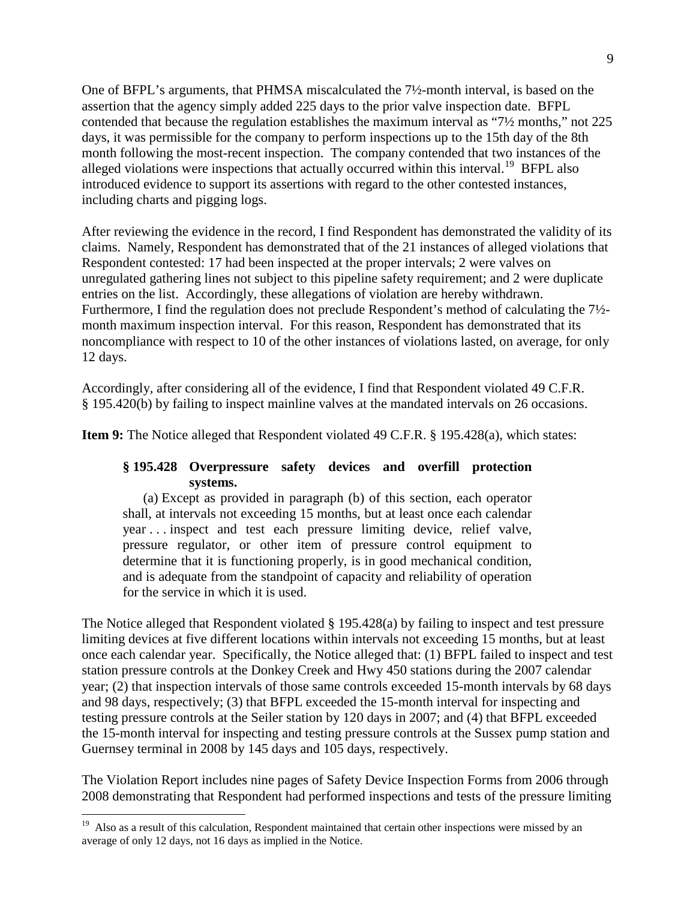One of BFPL's arguments, that PHMSA miscalculated the 7½-month interval, is based on the assertion that the agency simply added 225 days to the prior valve inspection date. BFPL contended that because the regulation establishes the maximum interval as "7½ months," not 225 days, it was permissible for the company to perform inspections up to the 15th day of the 8th month following the most-recent inspection. The company contended that two instances of the alleged violations were inspections that actually occurred within this interval.[19] BFPL also introduced evidence to support its assertions with regard to the other contested instances, including charts and pigging logs.

After reviewing the evidence in the record, I find Respondent has demonstrated the validity of its claims. Namely, Respondent has demonstrated that of the 21 instances of alleged violations that Respondent contested: 17 had been inspected at the proper intervals; 2 were valves on unregulated gathering lines not subject to this pipeline safety requirement; and 2 were duplicate entries on the list. Accordingly, these allegations of violation are hereby withdrawn. Furthermore, I find the regulation does not preclude Respondent's method of calculating the 7½-month maximum inspection interval. For this reason, Respondent has demonstrated that its noncompliance with respect to 10 of the other instances of violations lasted, on average, for only 12 days.

Accordingly, after considering all of the evidence, I find that Respondent violated 49 C.F.R. § 195.420(b) by failing to inspect mainline valves at the mandated intervals on 26 occasions.

**Item 9:** The Notice alleged that Respondent violated 49 C.F.R. § 195.428(a), which states:

> **§ 195.428 Overpressure safety devices and overfill protection systems.**
>
> (a) Except as provided in paragraph (b) of this section, each operator shall, at intervals not exceeding 15 months, but at least once each calendar year . . . inspect and test each pressure limiting device, relief valve, pressure regulator, or other item of pressure control equipment to determine that it is functioning properly, is in good mechanical condition, and is adequate from the standpoint of capacity and reliability of operation for the service in which it is used.

The Notice alleged that Respondent violated § 195.428(a) by failing to inspect and test pressure limiting devices at five different locations within intervals not exceeding 15 months, but at least once each calendar year. Specifically, the Notice alleged that: (1) BFPL failed to inspect and test station pressure controls at the Donkey Creek and Hwy 450 stations during the 2007 calendar year; (2) that inspection intervals of those same controls exceeded 15-month intervals by 68 days and 98 days, respectively; (3) that BFPL exceeded the 15-month interval for inspecting and testing pressure controls at the Seiler station by 120 days in 2007; and (4) that BFPL exceeded the 15-month interval for inspecting and testing pressure controls at the Sussex pump station and Guernsey terminal in 2008 by 145 days and 105 days, respectively.

The Violation Report includes nine pages of Safety Device Inspection Forms from 2006 through 2008 demonstrating that Respondent had performed inspections and tests of the pressure limiting

---

[19] Also as a result of this calculation, Respondent maintained that certain other inspections were missed by an average of only 12 days, not 16 days as implied in the Notice.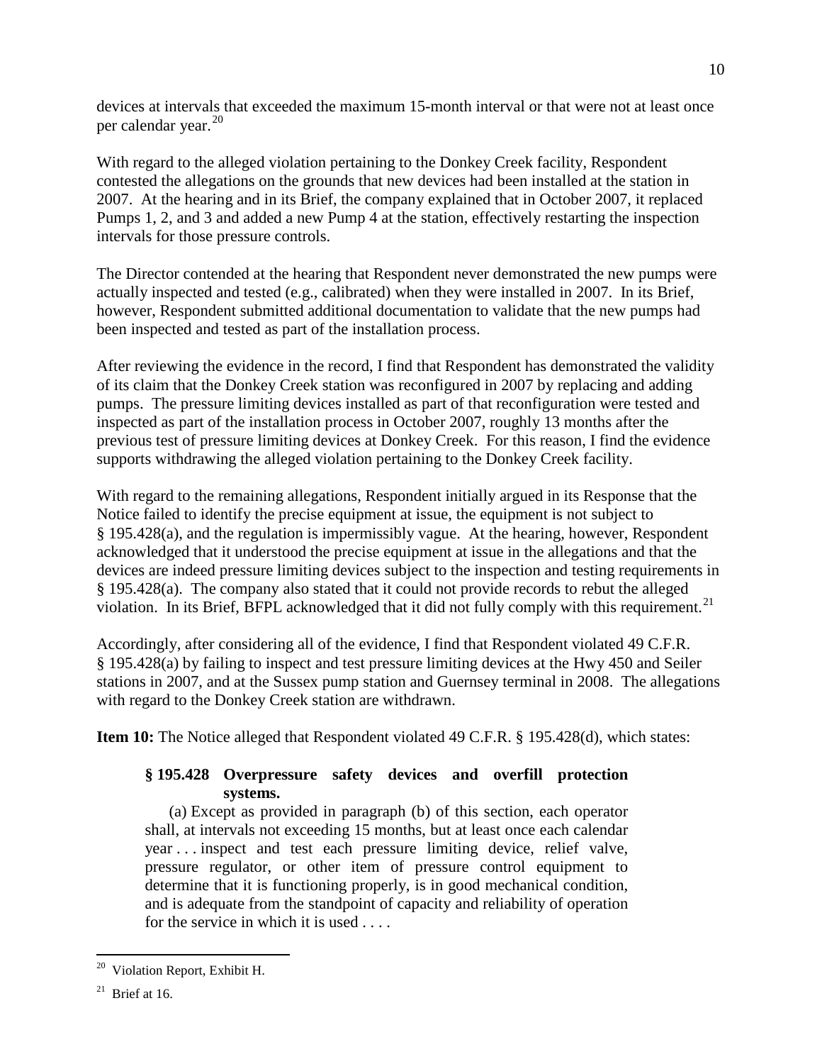devices at intervals that exceeded the maximum 15-month interval or that were not at least once per calendar year.[20]

With regard to the alleged violation pertaining to the Donkey Creek facility, Respondent contested the allegations on the grounds that new devices had been installed at the station in 2007. At the hearing and in its Brief, the company explained that in October 2007, it replaced Pumps 1, 2, and 3 and added a new Pump 4 at the station, effectively restarting the inspection intervals for those pressure controls.

The Director contended at the hearing that Respondent never demonstrated the new pumps were actually inspected and tested (e.g., calibrated) when they were installed in 2007. In its Brief, however, Respondent submitted additional documentation to validate that the new pumps had been inspected and tested as part of the installation process.

After reviewing the evidence in the record, I find that Respondent has demonstrated the validity of its claim that the Donkey Creek station was reconfigured in 2007 by replacing and adding pumps. The pressure limiting devices installed as part of that reconfiguration were tested and inspected as part of the installation process in October 2007, roughly 13 months after the previous test of pressure limiting devices at Donkey Creek. For this reason, I find the evidence supports withdrawing the alleged violation pertaining to the Donkey Creek facility.

With regard to the remaining allegations, Respondent initially argued in its Response that the Notice failed to identify the precise equipment at issue, the equipment is not subject to § 195.428(a), and the regulation is impermissibly vague. At the hearing, however, Respondent acknowledged that it understood the precise equipment at issue in the allegations and that the devices are indeed pressure limiting devices subject to the inspection and testing requirements in § 195.428(a). The company also stated that it could not provide records to rebut the alleged violation. In its Brief, BFPL acknowledged that it did not fully comply with this requirement.[21]

Accordingly, after considering all of the evidence, I find that Respondent violated 49 C.F.R. § 195.428(a) by failing to inspect and test pressure limiting devices at the Hwy 450 and Seiler stations in 2007, and at the Sussex pump station and Guernsey terminal in 2008. The allegations with regard to the Donkey Creek station are withdrawn.

**Item 10:** The Notice alleged that Respondent violated 49 C.F.R. § 195.428(d), which states:

> **§ 195.428 Overpressure safety devices and overfill protection systems.**
>
> (a) Except as provided in paragraph (b) of this section, each operator shall, at intervals not exceeding 15 months, but at least once each calendar year . . . inspect and test each pressure limiting device, relief valve, pressure regulator, or other item of pressure control equipment to determine that it is functioning properly, is in good mechanical condition, and is adequate from the standpoint of capacity and reliability of operation for the service in which it is used . . . .

---

[20] Violation Report, Exhibit H.

[21] Brief at 16.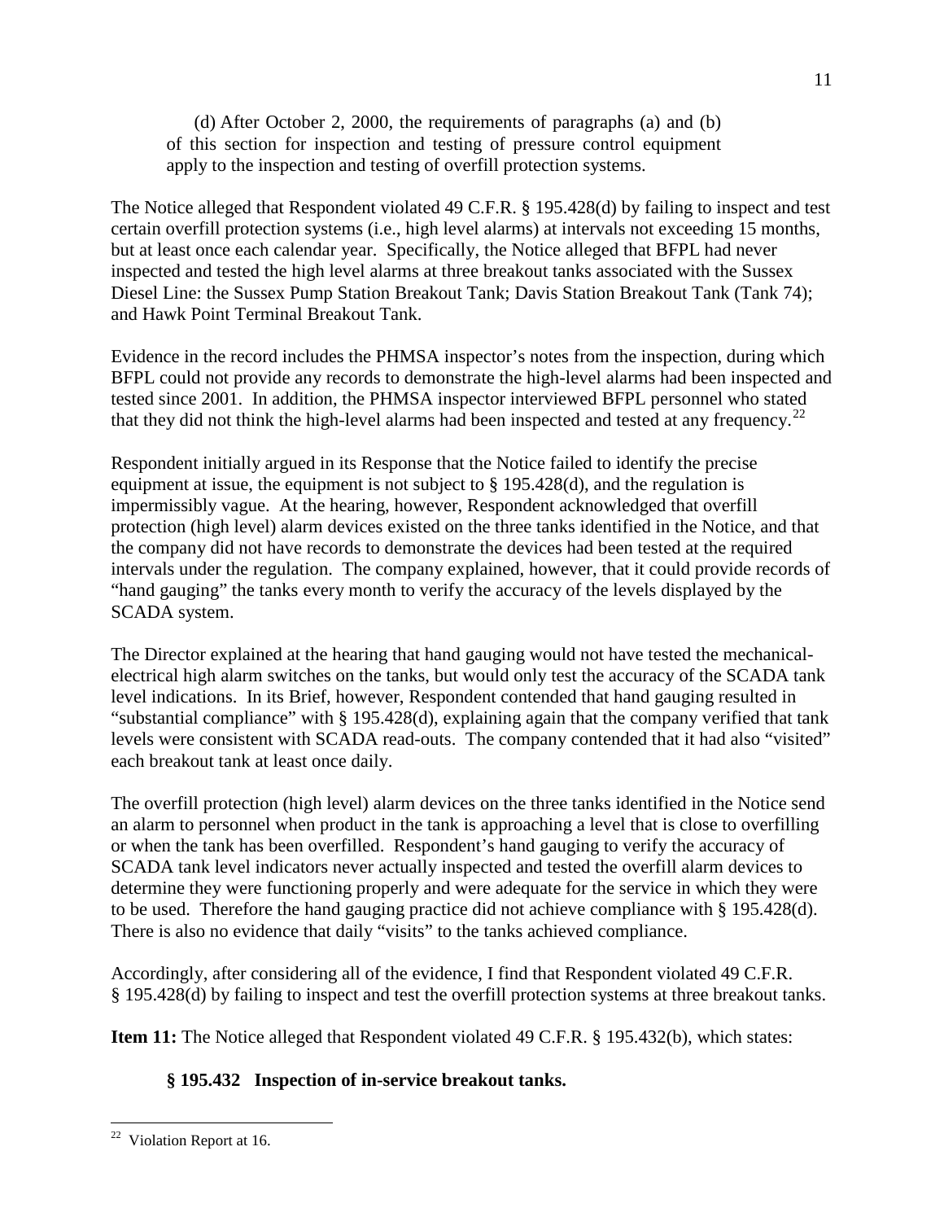> (d) After October 2, 2000, the requirements of paragraphs (a) and (b) of this section for inspection and testing of pressure control equipment apply to the inspection and testing of overfill protection systems.

The Notice alleged that Respondent violated 49 C.F.R. § 195.428(d) by failing to inspect and test certain overfill protection systems (i.e., high level alarms) at intervals not exceeding 15 months, but at least once each calendar year. Specifically, the Notice alleged that BFPL had never inspected and tested the high level alarms at three breakout tanks associated with the Sussex Diesel Line: the Sussex Pump Station Breakout Tank; Davis Station Breakout Tank (Tank 74); and Hawk Point Terminal Breakout Tank.

Evidence in the record includes the PHMSA inspector's notes from the inspection, during which BFPL could not provide any records to demonstrate the high-level alarms had been inspected and tested since 2001. In addition, the PHMSA inspector interviewed BFPL personnel who stated that they did not think the high-level alarms had been inspected and tested at any frequency.[22]

Respondent initially argued in its Response that the Notice failed to identify the precise equipment at issue, the equipment is not subject to § 195.428(d), and the regulation is impermissibly vague. At the hearing, however, Respondent acknowledged that overfill protection (high level) alarm devices existed on the three tanks identified in the Notice, and that the company did not have records to demonstrate the devices had been tested at the required intervals under the regulation. The company explained, however, that it could provide records of "hand gauging" the tanks every month to verify the accuracy of the levels displayed by the SCADA system.

The Director explained at the hearing that hand gauging would not have tested the mechanical-electrical high alarm switches on the tanks, but would only test the accuracy of the SCADA tank level indications. In its Brief, however, Respondent contended that hand gauging resulted in "substantial compliance" with § 195.428(d), explaining again that the company verified that tank levels were consistent with SCADA read-outs. The company contended that it had also "visited" each breakout tank at least once daily.

The overfill protection (high level) alarm devices on the three tanks identified in the Notice send an alarm to personnel when product in the tank is approaching a level that is close to overfilling or when the tank has been overfilled. Respondent's hand gauging to verify the accuracy of SCADA tank level indicators never actually inspected and tested the overfill alarm devices to determine they were functioning properly and were adequate for the service in which they were to be used. Therefore the hand gauging practice did not achieve compliance with § 195.428(d). There is also no evidence that daily "visits" to the tanks achieved compliance.

Accordingly, after considering all of the evidence, I find that Respondent violated 49 C.F.R. § 195.428(d) by failing to inspect and test the overfill protection systems at three breakout tanks.

**Item 11:** The Notice alleged that Respondent violated 49 C.F.R. § 195.432(b), which states:

> **§ 195.432 Inspection of in-service breakout tanks.**

[22] Violation Report at 16.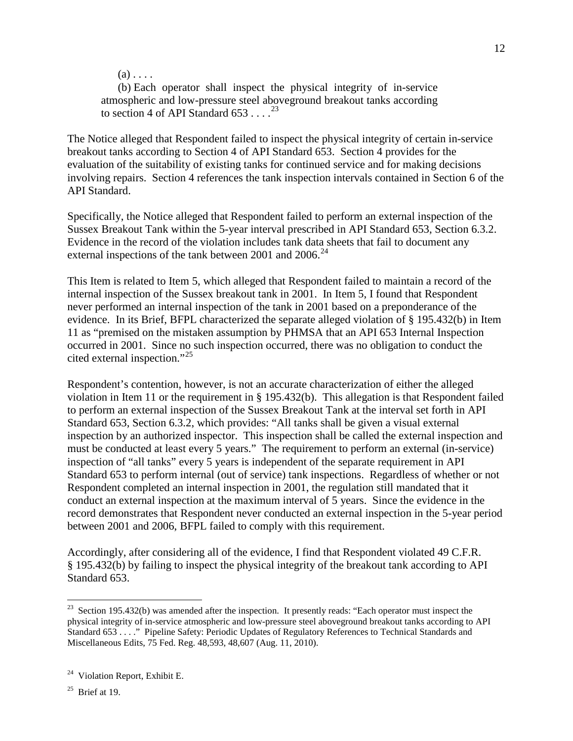(a) . . . .

(b) Each operator shall inspect the physical integrity of in-service atmospheric and low-pressure steel aboveground breakout tanks according to section 4 of API Standard 653 . . . .[23]

The Notice alleged that Respondent failed to inspect the physical integrity of certain in-service breakout tanks according to Section 4 of API Standard 653. Section 4 provides for the evaluation of the suitability of existing tanks for continued service and for making decisions involving repairs. Section 4 references the tank inspection intervals contained in Section 6 of the API Standard.

Specifically, the Notice alleged that Respondent failed to perform an external inspection of the Sussex Breakout Tank within the 5-year interval prescribed in API Standard 653, Section 6.3.2. Evidence in the record of the violation includes tank data sheets that fail to document any external inspections of the tank between 2001 and 2006.[24]

This Item is related to Item 5, which alleged that Respondent failed to maintain a record of the internal inspection of the Sussex breakout tank in 2001. In Item 5, I found that Respondent never performed an internal inspection of the tank in 2001 based on a preponderance of the evidence. In its Brief, BFPL characterized the separate alleged violation of § 195.432(b) in Item 11 as "premised on the mistaken assumption by PHMSA that an API 653 Internal Inspection occurred in 2001. Since no such inspection occurred, there was no obligation to conduct the cited external inspection."[25]

Respondent's contention, however, is not an accurate characterization of either the alleged violation in Item 11 or the requirement in § 195.432(b). This allegation is that Respondent failed to perform an external inspection of the Sussex Breakout Tank at the interval set forth in API Standard 653, Section 6.3.2, which provides: "All tanks shall be given a visual external inspection by an authorized inspector. This inspection shall be called the external inspection and must be conducted at least every 5 years." The requirement to perform an external (in-service) inspection of "all tanks" every 5 years is independent of the separate requirement in API Standard 653 to perform internal (out of service) tank inspections. Regardless of whether or not Respondent completed an internal inspection in 2001, the regulation still mandated that it conduct an external inspection at the maximum interval of 5 years. Since the evidence in the record demonstrates that Respondent never conducted an external inspection in the 5-year period between 2001 and 2006, BFPL failed to comply with this requirement.

Accordingly, after considering all of the evidence, I find that Respondent violated 49 C.F.R. § 195.432(b) by failing to inspect the physical integrity of the breakout tank according to API Standard 653.

---

[23] Section 195.432(b) was amended after the inspection. It presently reads: "Each operator must inspect the physical integrity of in-service atmospheric and low-pressure steel aboveground breakout tanks according to API Standard 653 . . . ." Pipeline Safety: Periodic Updates of Regulatory References to Technical Standards and Miscellaneous Edits, 75 Fed. Reg. 48,593, 48,607 (Aug. 11, 2010).

[24] Violation Report, Exhibit E.

[25] Brief at 19.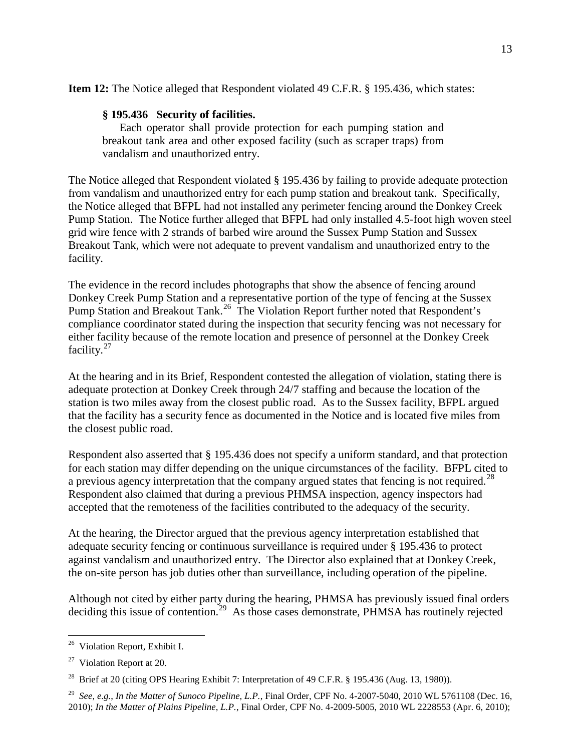**Item 12:** The Notice alleged that Respondent violated 49 C.F.R. § 195.436, which states:

> **§ 195.436 Security of facilities.**
>
> Each operator shall provide protection for each pumping station and breakout tank area and other exposed facility (such as scraper traps) from vandalism and unauthorized entry.

The Notice alleged that Respondent violated § 195.436 by failing to provide adequate protection from vandalism and unauthorized entry for each pump station and breakout tank. Specifically, the Notice alleged that BFPL had not installed any perimeter fencing around the Donkey Creek Pump Station. The Notice further alleged that BFPL had only installed 4.5-foot high woven steel grid wire fence with 2 strands of barbed wire around the Sussex Pump Station and Sussex Breakout Tank, which were not adequate to prevent vandalism and unauthorized entry to the facility.

The evidence in the record includes photographs that show the absence of fencing around Donkey Creek Pump Station and a representative portion of the type of fencing at the Sussex Pump Station and Breakout Tank.[26] The Violation Report further noted that Respondent's compliance coordinator stated during the inspection that security fencing was not necessary for either facility because of the remote location and presence of personnel at the Donkey Creek facility.[27]

At the hearing and in its Brief, Respondent contested the allegation of violation, stating there is adequate protection at Donkey Creek through 24/7 staffing and because the location of the station is two miles away from the closest public road. As to the Sussex facility, BFPL argued that the facility has a security fence as documented in the Notice and is located five miles from the closest public road.

Respondent also asserted that § 195.436 does not specify a uniform standard, and that protection for each station may differ depending on the unique circumstances of the facility. BFPL cited to a previous agency interpretation that the company argued states that fencing is not required.[28] Respondent also claimed that during a previous PHMSA inspection, agency inspectors had accepted that the remoteness of the facilities contributed to the adequacy of the security.

At the hearing, the Director argued that the previous agency interpretation established that adequate security fencing or continuous surveillance is required under § 195.436 to protect against vandalism and unauthorized entry. The Director also explained that at Donkey Creek, the on-site person has job duties other than surveillance, including operation of the pipeline.

Although not cited by either party during the hearing, PHMSA has previously issued final orders deciding this issue of contention.[29] As those cases demonstrate, PHMSA has routinely rejected

---

[26] Violation Report, Exhibit I.

[27] Violation Report at 20.

[28] Brief at 20 (citing OPS Hearing Exhibit 7: Interpretation of 49 C.F.R. § 195.436 (Aug. 13, 1980)).

[29] *See, e.g.*, *In the Matter of Sunoco Pipeline, L.P.*, Final Order, CPF No. 4-2007-5040, 2010 WL 5761108 (Dec. 16, 2010); *In the Matter of Plains Pipeline, L.P.*, Final Order, CPF No. 4-2009-5005, 2010 WL 2228553 (Apr. 6, 2010);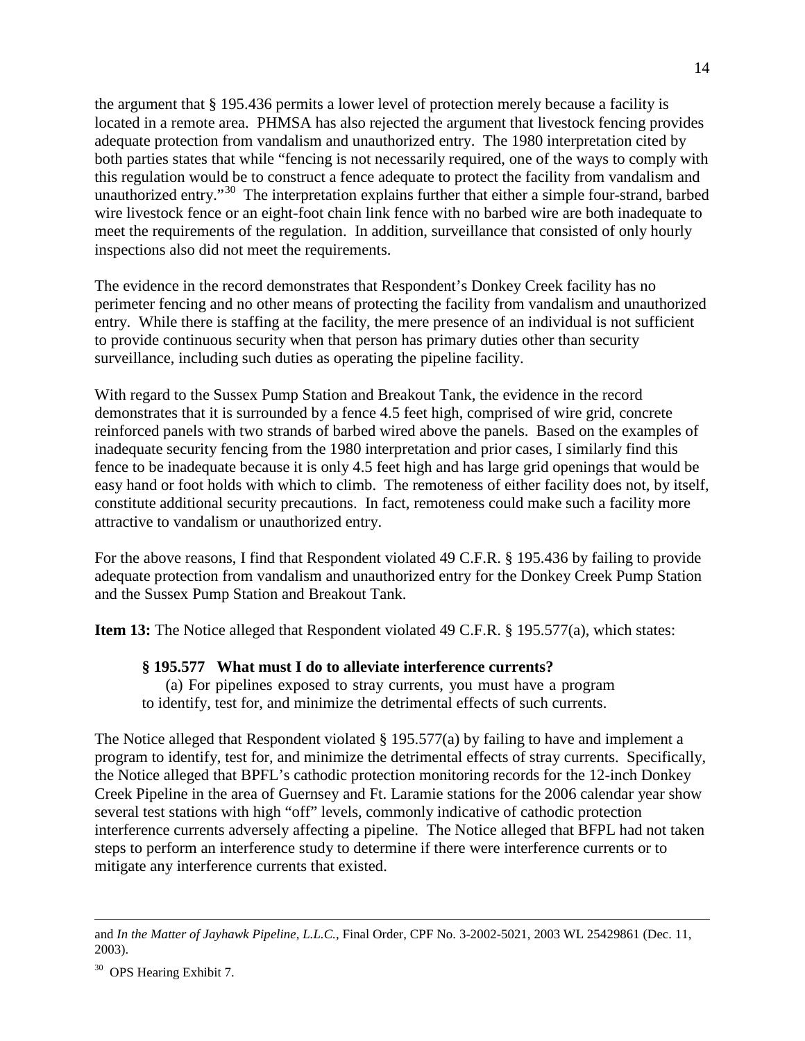the argument that § 195.436 permits a lower level of protection merely because a facility is located in a remote area. PHMSA has also rejected the argument that livestock fencing provides adequate protection from vandalism and unauthorized entry. The 1980 interpretation cited by both parties states that while "fencing is not necessarily required, one of the ways to comply with this regulation would be to construct a fence adequate to protect the facility from vandalism and unauthorized entry."[30] The interpretation explains further that either a simple four-strand, barbed wire livestock fence or an eight-foot chain link fence with no barbed wire are both inadequate to meet the requirements of the regulation. In addition, surveillance that consisted of only hourly inspections also did not meet the requirements.

The evidence in the record demonstrates that Respondent's Donkey Creek facility has no perimeter fencing and no other means of protecting the facility from vandalism and unauthorized entry. While there is staffing at the facility, the mere presence of an individual is not sufficient to provide continuous security when that person has primary duties other than security surveillance, including such duties as operating the pipeline facility.

With regard to the Sussex Pump Station and Breakout Tank, the evidence in the record demonstrates that it is surrounded by a fence 4.5 feet high, comprised of wire grid, concrete reinforced panels with two strands of barbed wired above the panels. Based on the examples of inadequate security fencing from the 1980 interpretation and prior cases, I similarly find this fence to be inadequate because it is only 4.5 feet high and has large grid openings that would be easy hand or foot holds with which to climb. The remoteness of either facility does not, by itself, constitute additional security precautions. In fact, remoteness could make such a facility more attractive to vandalism or unauthorized entry.

For the above reasons, I find that Respondent violated 49 C.F.R. § 195.436 by failing to provide adequate protection from vandalism and unauthorized entry for the Donkey Creek Pump Station and the Sussex Pump Station and Breakout Tank.

**Item 13:** The Notice alleged that Respondent violated 49 C.F.R. § 195.577(a), which states:

> **§ 195.577 What must I do to alleviate interference currents?**
>
> (a) For pipelines exposed to stray currents, you must have a program to identify, test for, and minimize the detrimental effects of such currents.

The Notice alleged that Respondent violated § 195.577(a) by failing to have and implement a program to identify, test for, and minimize the detrimental effects of stray currents. Specifically, the Notice alleged that BPFL's cathodic protection monitoring records for the 12-inch Donkey Creek Pipeline in the area of Guernsey and Ft. Laramie stations for the 2006 calendar year show several test stations with high "off" levels, commonly indicative of cathodic protection interference currents adversely affecting a pipeline. The Notice alleged that BFPL had not taken steps to perform an interference study to determine if there were interference currents or to mitigate any interference currents that existed.

---

and *In the Matter of Jayhawk Pipeline, L.L.C.*, Final Order, CPF No. 3-2002-5021, 2003 WL 25429861 (Dec. 11, 2003).

[30] OPS Hearing Exhibit 7.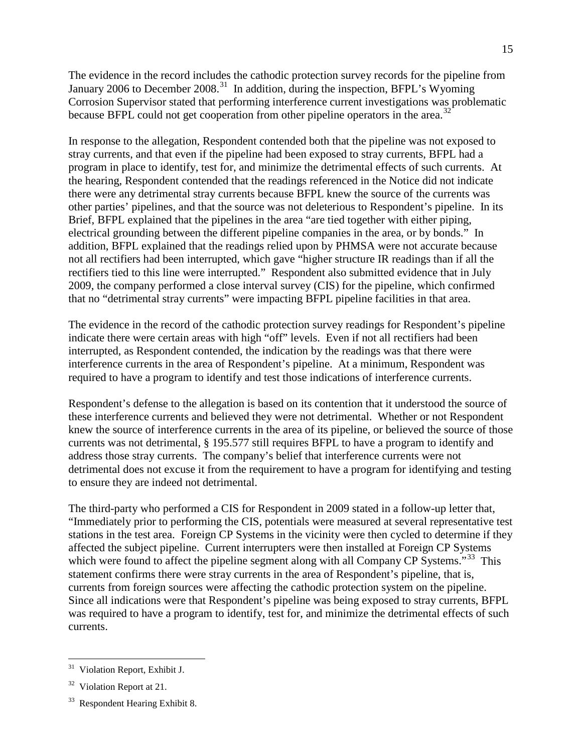The evidence in the record includes the cathodic protection survey records for the pipeline from January 2006 to December 2008.[31] In addition, during the inspection, BFPL's Wyoming Corrosion Supervisor stated that performing interference current investigations was problematic because BFPL could not get cooperation from other pipeline operators in the area.[32]

In response to the allegation, Respondent contended both that the pipeline was not exposed to stray currents, and that even if the pipeline had been exposed to stray currents, BFPL had a program in place to identify, test for, and minimize the detrimental effects of such currents. At the hearing, Respondent contended that the readings referenced in the Notice did not indicate there were any detrimental stray currents because BFPL knew the source of the currents was other parties' pipelines, and that the source was not deleterious to Respondent's pipeline. In its Brief, BFPL explained that the pipelines in the area "are tied together with either piping, electrical grounding between the different pipeline companies in the area, or by bonds." In addition, BFPL explained that the readings relied upon by PHMSA were not accurate because not all rectifiers had been interrupted, which gave "higher structure IR readings than if all the rectifiers tied to this line were interrupted." Respondent also submitted evidence that in July 2009, the company performed a close interval survey (CIS) for the pipeline, which confirmed that no "detrimental stray currents" were impacting BFPL pipeline facilities in that area.

The evidence in the record of the cathodic protection survey readings for Respondent's pipeline indicate there were certain areas with high "off" levels. Even if not all rectifiers had been interrupted, as Respondent contended, the indication by the readings was that there were interference currents in the area of Respondent's pipeline. At a minimum, Respondent was required to have a program to identify and test those indications of interference currents.

Respondent's defense to the allegation is based on its contention that it understood the source of these interference currents and believed they were not detrimental. Whether or not Respondent knew the source of interference currents in the area of its pipeline, or believed the source of those currents was not detrimental, § 195.577 still requires BFPL to have a program to identify and address those stray currents. The company's belief that interference currents were not detrimental does not excuse it from the requirement to have a program for identifying and testing to ensure they are indeed not detrimental.

The third-party who performed a CIS for Respondent in 2009 stated in a follow-up letter that, "Immediately prior to performing the CIS, potentials were measured at several representative test stations in the test area. Foreign CP Systems in the vicinity were then cycled to determine if they affected the subject pipeline. Current interrupters were then installed at Foreign CP Systems which were found to affect the pipeline segment along with all Company CP Systems."[33] This statement confirms there were stray currents in the area of Respondent's pipeline, that is, currents from foreign sources were affecting the cathodic protection system on the pipeline. Since all indications were that Respondent's pipeline was being exposed to stray currents, BFPL was required to have a program to identify, test for, and minimize the detrimental effects of such currents.

---

[31] Violation Report, Exhibit J.

[32] Violation Report at 21.

[33] Respondent Hearing Exhibit 8.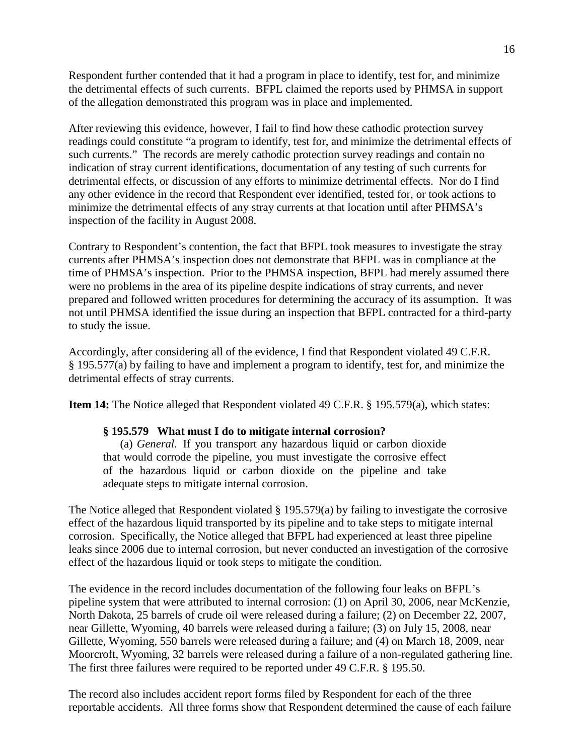Respondent further contended that it had a program in place to identify, test for, and minimize the detrimental effects of such currents. BFPL claimed the reports used by PHMSA in support of the allegation demonstrated this program was in place and implemented.

After reviewing this evidence, however, I fail to find how these cathodic protection survey readings could constitute "a program to identify, test for, and minimize the detrimental effects of such currents." The records are merely cathodic protection survey readings and contain no indication of stray current identifications, documentation of any testing of such currents for detrimental effects, or discussion of any efforts to minimize detrimental effects. Nor do I find any other evidence in the record that Respondent ever identified, tested for, or took actions to minimize the detrimental effects of any stray currents at that location until after PHMSA's inspection of the facility in August 2008.

Contrary to Respondent's contention, the fact that BFPL took measures to investigate the stray currents after PHMSA's inspection does not demonstrate that BFPL was in compliance at the time of PHMSA's inspection. Prior to the PHMSA inspection, BFPL had merely assumed there were no problems in the area of its pipeline despite indications of stray currents, and never prepared and followed written procedures for determining the accuracy of its assumption. It was not until PHMSA identified the issue during an inspection that BFPL contracted for a third-party to study the issue.

Accordingly, after considering all of the evidence, I find that Respondent violated 49 C.F.R. § 195.577(a) by failing to have and implement a program to identify, test for, and minimize the detrimental effects of stray currents.

**Item 14:** The Notice alleged that Respondent violated 49 C.F.R. § 195.579(a), which states:

> **§ 195.579 What must I do to mitigate internal corrosion?**
>
> (a) *General.* If you transport any hazardous liquid or carbon dioxide that would corrode the pipeline, you must investigate the corrosive effect of the hazardous liquid or carbon dioxide on the pipeline and take adequate steps to mitigate internal corrosion.

The Notice alleged that Respondent violated § 195.579(a) by failing to investigate the corrosive effect of the hazardous liquid transported by its pipeline and to take steps to mitigate internal corrosion. Specifically, the Notice alleged that BFPL had experienced at least three pipeline leaks since 2006 due to internal corrosion, but never conducted an investigation of the corrosive effect of the hazardous liquid or took steps to mitigate the condition.

The evidence in the record includes documentation of the following four leaks on BFPL's pipeline system that were attributed to internal corrosion: (1) on April 30, 2006, near McKenzie, North Dakota, 25 barrels of crude oil were released during a failure; (2) on December 22, 2007, near Gillette, Wyoming, 40 barrels were released during a failure; (3) on July 15, 2008, near Gillette, Wyoming, 550 barrels were released during a failure; and (4) on March 18, 2009, near Moorcroft, Wyoming, 32 barrels were released during a failure of a non-regulated gathering line. The first three failures were required to be reported under 49 C.F.R. § 195.50.

The record also includes accident report forms filed by Respondent for each of the three reportable accidents. All three forms show that Respondent determined the cause of each failure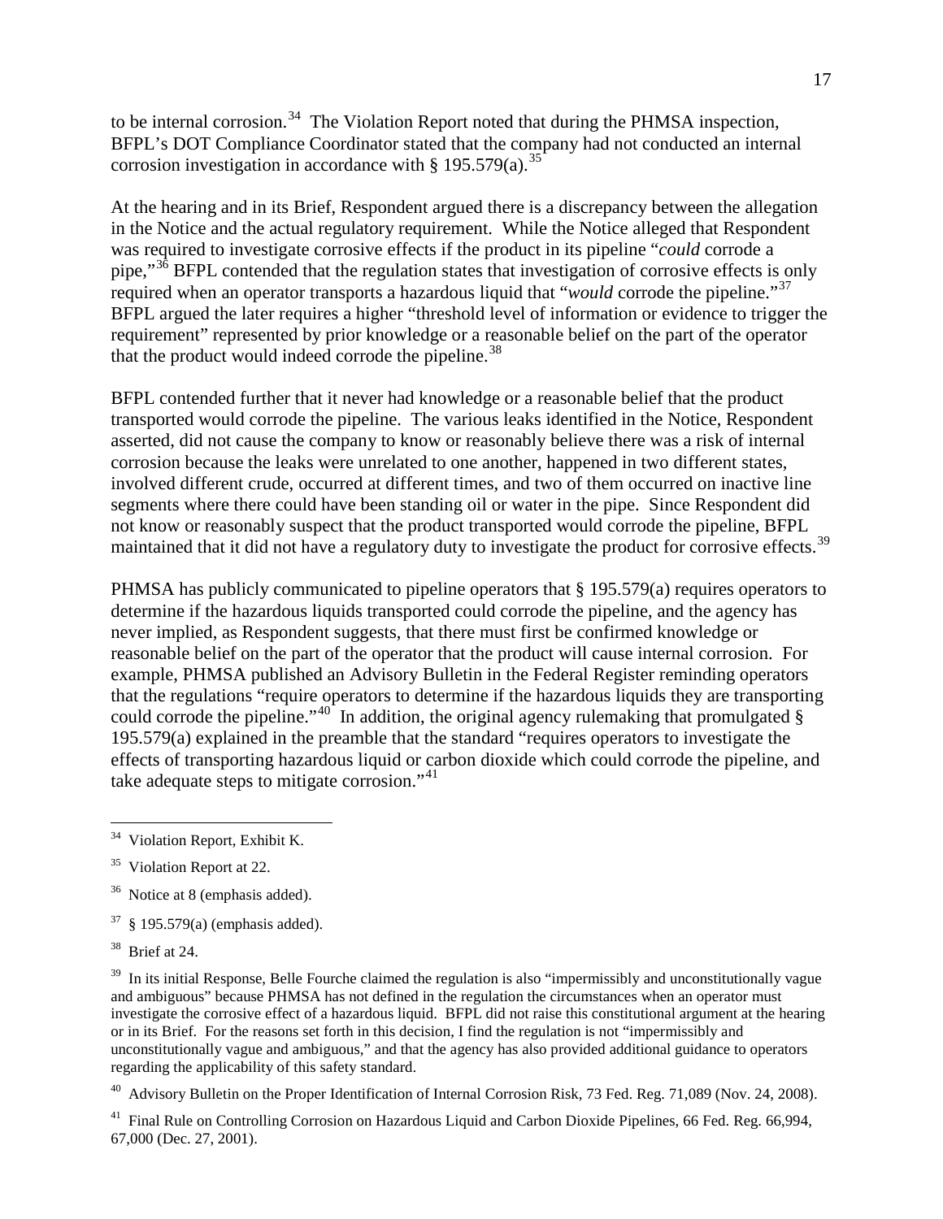to be internal corrosion.[34] The Violation Report noted that during the PHMSA inspection, BFPL's DOT Compliance Coordinator stated that the company had not conducted an internal corrosion investigation in accordance with § 195.579(a).[35]

At the hearing and in its Brief, Respondent argued there is a discrepancy between the allegation in the Notice and the actual regulatory requirement. While the Notice alleged that Respondent was required to investigate corrosive effects if the product in its pipeline "*could* corrode a pipe,"[36] BFPL contended that the regulation states that investigation of corrosive effects is only required when an operator transports a hazardous liquid that "*would* corrode the pipeline."[37] BFPL argued the later requires a higher "threshold level of information or evidence to trigger the requirement" represented by prior knowledge or a reasonable belief on the part of the operator that the product would indeed corrode the pipeline.[38]

BFPL contended further that it never had knowledge or a reasonable belief that the product transported would corrode the pipeline. The various leaks identified in the Notice, Respondent asserted, did not cause the company to know or reasonably believe there was a risk of internal corrosion because the leaks were unrelated to one another, happened in two different states, involved different crude, occurred at different times, and two of them occurred on inactive line segments where there could have been standing oil or water in the pipe. Since Respondent did not know or reasonably suspect that the product transported would corrode the pipeline, BFPL maintained that it did not have a regulatory duty to investigate the product for corrosive effects.[39]

PHMSA has publicly communicated to pipeline operators that § 195.579(a) requires operators to determine if the hazardous liquids transported could corrode the pipeline, and the agency has never implied, as Respondent suggests, that there must first be confirmed knowledge or reasonable belief on the part of the operator that the product will cause internal corrosion. For example, PHMSA published an Advisory Bulletin in the Federal Register reminding operators that the regulations "require operators to determine if the hazardous liquids they are transporting could corrode the pipeline."[40] In addition, the original agency rulemaking that promulgated § 195.579(a) explained in the preamble that the standard "requires operators to investigate the effects of transporting hazardous liquid or carbon dioxide which could corrode the pipeline, and take adequate steps to mitigate corrosion."[41]

---

[34] Violation Report, Exhibit K.

[35] Violation Report at 22.

[36] Notice at 8 (emphasis added).

[37] § 195.579(a) (emphasis added).

[38] Brief at 24.

[39] In its initial Response, Belle Fourche claimed the regulation is also "impermissibly and unconstitutionally vague and ambiguous" because PHMSA has not defined in the regulation the circumstances when an operator must investigate the corrosive effect of a hazardous liquid. BFPL did not raise this constitutional argument at the hearing or in its Brief. For the reasons set forth in this decision, I find the regulation is not "impermissibly and unconstitutionally vague and ambiguous," and that the agency has also provided additional guidance to operators regarding the applicability of this safety standard.

[40] Advisory Bulletin on the Proper Identification of Internal Corrosion Risk, 73 Fed. Reg. 71,089 (Nov. 24, 2008).

[41] Final Rule on Controlling Corrosion on Hazardous Liquid and Carbon Dioxide Pipelines, 66 Fed. Reg. 66,994, 67,000 (Dec. 27, 2001).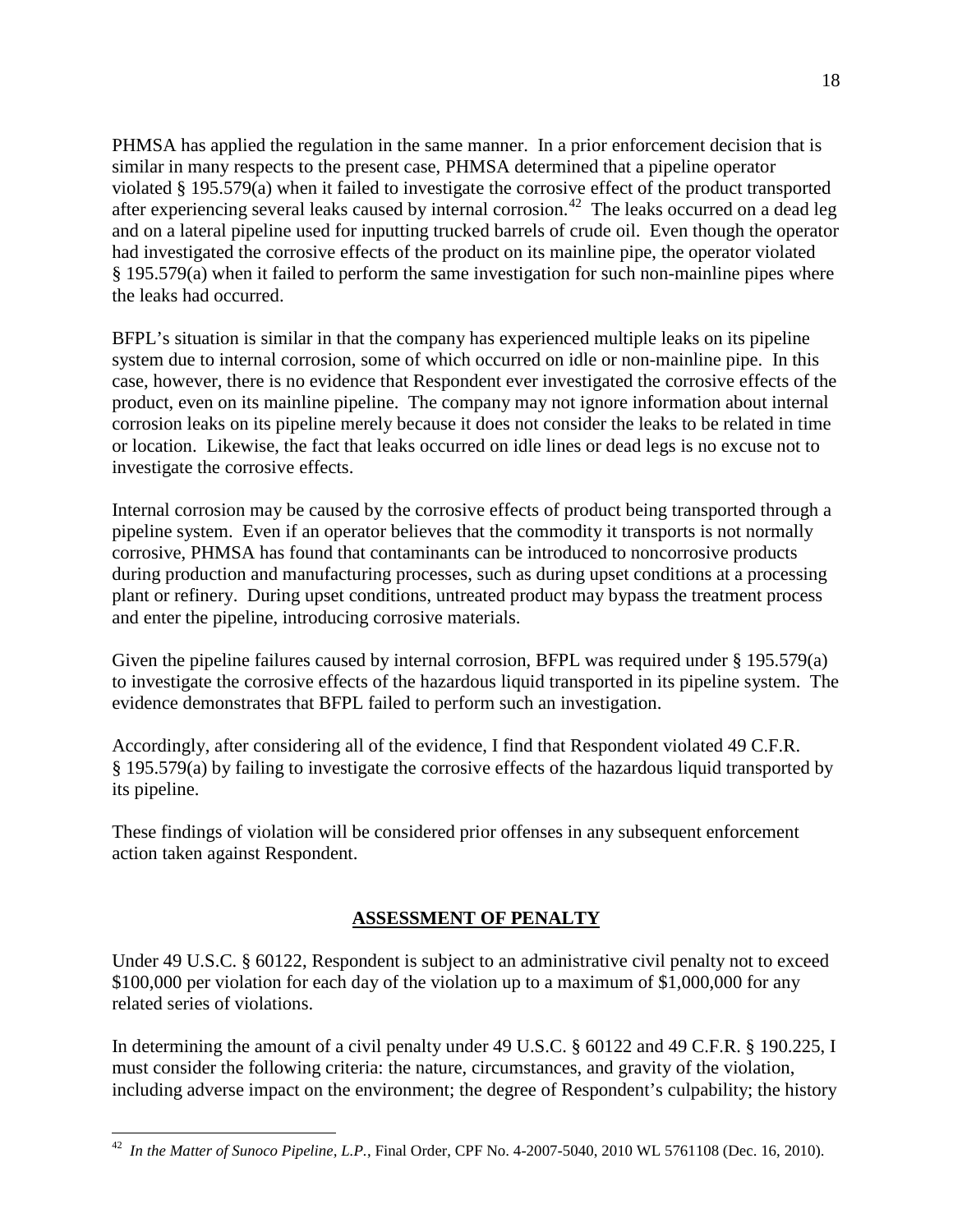PHMSA has applied the regulation in the same manner. In a prior enforcement decision that is similar in many respects to the present case, PHMSA determined that a pipeline operator violated § 195.579(a) when it failed to investigate the corrosive effect of the product transported after experiencing several leaks caused by internal corrosion.[42] The leaks occurred on a dead leg and on a lateral pipeline used for inputting trucked barrels of crude oil. Even though the operator had investigated the corrosive effects of the product on its mainline pipe, the operator violated § 195.579(a) when it failed to perform the same investigation for such non-mainline pipes where the leaks had occurred.

BFPL's situation is similar in that the company has experienced multiple leaks on its pipeline system due to internal corrosion, some of which occurred on idle or non-mainline pipe. In this case, however, there is no evidence that Respondent ever investigated the corrosive effects of the product, even on its mainline pipeline. The company may not ignore information about internal corrosion leaks on its pipeline merely because it does not consider the leaks to be related in time or location. Likewise, the fact that leaks occurred on idle lines or dead legs is no excuse not to investigate the corrosive effects.

Internal corrosion may be caused by the corrosive effects of product being transported through a pipeline system. Even if an operator believes that the commodity it transports is not normally corrosive, PHMSA has found that contaminants can be introduced to noncorrosive products during production and manufacturing processes, such as during upset conditions at a processing plant or refinery. During upset conditions, untreated product may bypass the treatment process and enter the pipeline, introducing corrosive materials.

Given the pipeline failures caused by internal corrosion, BFPL was required under § 195.579(a) to investigate the corrosive effects of the hazardous liquid transported in its pipeline system. The evidence demonstrates that BFPL failed to perform such an investigation.

Accordingly, after considering all of the evidence, I find that Respondent violated 49 C.F.R. § 195.579(a) by failing to investigate the corrosive effects of the hazardous liquid transported by its pipeline.

These findings of violation will be considered prior offenses in any subsequent enforcement action taken against Respondent.

## ASSESSMENT OF PENALTY

Under 49 U.S.C. § 60122, Respondent is subject to an administrative civil penalty not to exceed $100,000 per violation for each day of the violation up to a maximum of $1,000,000 for any related series of violations.

In determining the amount of a civil penalty under 49 U.S.C. § 60122 and 49 C.F.R. § 190.225, I must consider the following criteria: the nature, circumstances, and gravity of the violation, including adverse impact on the environment; the degree of Respondent's culpability; the history

---

[42] *In the Matter of Sunoco Pipeline, L.P.*, Final Order, CPF No. 4-2007-5040, 2010 WL 5761108 (Dec. 16, 2010).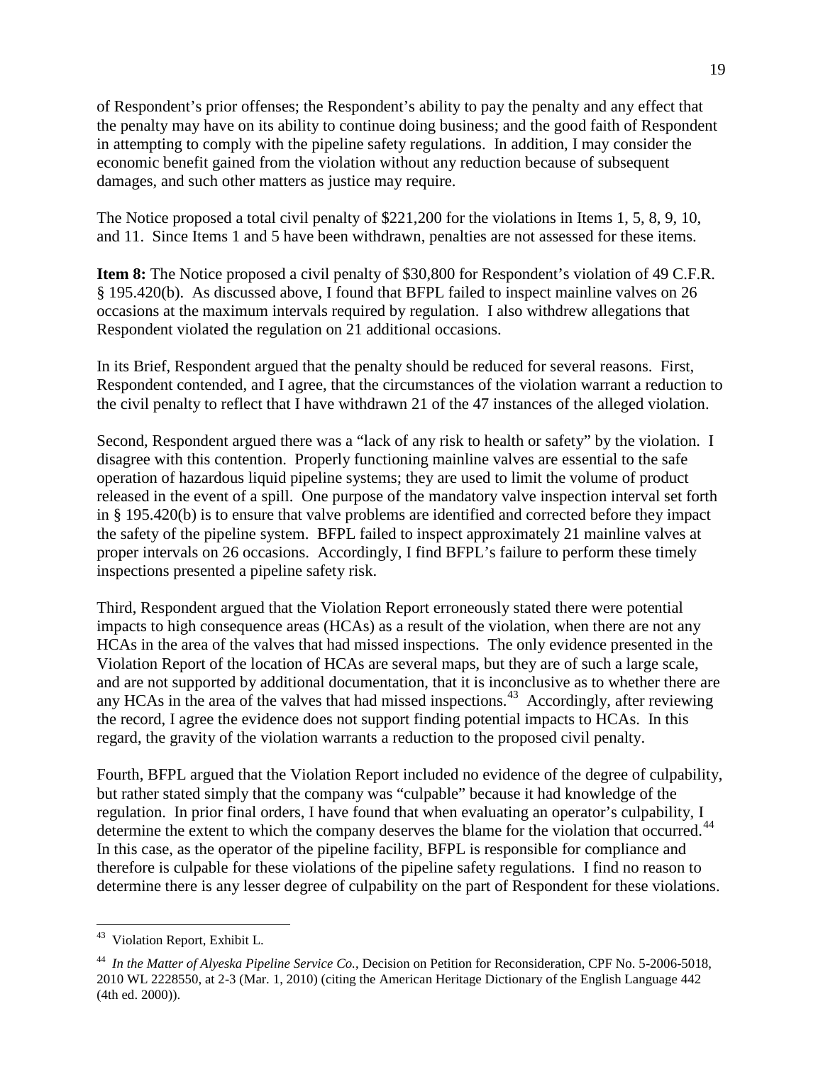of Respondent's prior offenses; the Respondent's ability to pay the penalty and any effect that the penalty may have on its ability to continue doing business; and the good faith of Respondent in attempting to comply with the pipeline safety regulations. In addition, I may consider the economic benefit gained from the violation without any reduction because of subsequent damages, and such other matters as justice may require.

The Notice proposed a total civil penalty of $221,200 for the violations in Items 1, 5, 8, 9, 10, and 11. Since Items 1 and 5 have been withdrawn, penalties are not assessed for these items.

**Item 8:** The Notice proposed a civil penalty of $30,800 for Respondent's violation of 49 C.F.R. § 195.420(b). As discussed above, I found that BFPL failed to inspect mainline valves on 26 occasions at the maximum intervals required by regulation. I also withdrew allegations that Respondent violated the regulation on 21 additional occasions.

In its Brief, Respondent argued that the penalty should be reduced for several reasons. First, Respondent contended, and I agree, that the circumstances of the violation warrant a reduction to the civil penalty to reflect that I have withdrawn 21 of the 47 instances of the alleged violation.

Second, Respondent argued there was a "lack of any risk to health or safety" by the violation. I disagree with this contention. Properly functioning mainline valves are essential to the safe operation of hazardous liquid pipeline systems; they are used to limit the volume of product released in the event of a spill. One purpose of the mandatory valve inspection interval set forth in § 195.420(b) is to ensure that valve problems are identified and corrected before they impact the safety of the pipeline system. BFPL failed to inspect approximately 21 mainline valves at proper intervals on 26 occasions. Accordingly, I find BFPL's failure to perform these timely inspections presented a pipeline safety risk.

Third, Respondent argued that the Violation Report erroneously stated there were potential impacts to high consequence areas (HCAs) as a result of the violation, when there are not any HCAs in the area of the valves that had missed inspections. The only evidence presented in the Violation Report of the location of HCAs are several maps, but they are of such a large scale, and are not supported by additional documentation, that it is inconclusive as to whether there are any HCAs in the area of the valves that had missed inspections.[43] Accordingly, after reviewing the record, I agree the evidence does not support finding potential impacts to HCAs. In this regard, the gravity of the violation warrants a reduction to the proposed civil penalty.

Fourth, BFPL argued that the Violation Report included no evidence of the degree of culpability, but rather stated simply that the company was "culpable" because it had knowledge of the regulation. In prior final orders, I have found that when evaluating an operator's culpability, I determine the extent to which the company deserves the blame for the violation that occurred.[44] In this case, as the operator of the pipeline facility, BFPL is responsible for compliance and therefore is culpable for these violations of the pipeline safety regulations. I find no reason to determine there is any lesser degree of culpability on the part of Respondent for these violations.

---

[43] Violation Report, Exhibit L.

[44] *In the Matter of Alyeska Pipeline Service Co.*, Decision on Petition for Reconsideration, CPF No. 5-2006-5018, 2010 WL 2228550, at 2-3 (Mar. 1, 2010) (citing the American Heritage Dictionary of the English Language 442 (4th ed. 2000)).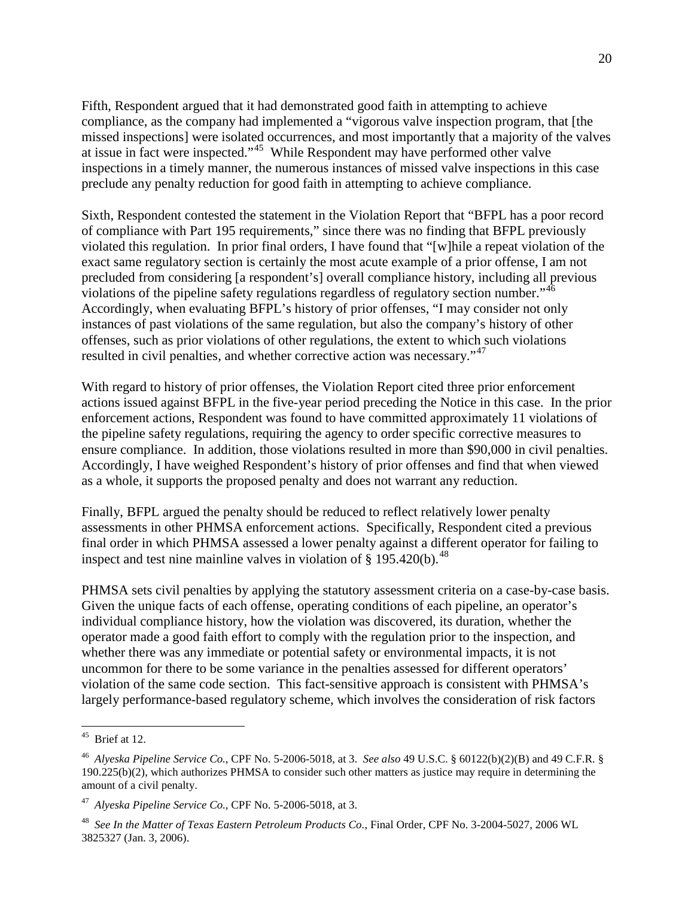Fifth, Respondent argued that it had demonstrated good faith in attempting to achieve compliance, as the company had implemented a "vigorous valve inspection program, that [the missed inspections] were isolated occurrences, and most importantly that a majority of the valves at issue in fact were inspected."[45] While Respondent may have performed other valve inspections in a timely manner, the numerous instances of missed valve inspections in this case preclude any penalty reduction for good faith in attempting to achieve compliance.

Sixth, Respondent contested the statement in the Violation Report that "BFPL has a poor record of compliance with Part 195 requirements," since there was no finding that BFPL previously violated this regulation. In prior final orders, I have found that "[w]hile a repeat violation of the exact same regulatory section is certainly the most acute example of a prior offense, I am not precluded from considering [a respondent's] overall compliance history, including all previous violations of the pipeline safety regulations regardless of regulatory section number."[46] Accordingly, when evaluating BFPL's history of prior offenses, "I may consider not only instances of past violations of the same regulation, but also the company's history of other offenses, such as prior violations of other regulations, the extent to which such violations resulted in civil penalties, and whether corrective action was necessary."[47]

With regard to history of prior offenses, the Violation Report cited three prior enforcement actions issued against BFPL in the five-year period preceding the Notice in this case. In the prior enforcement actions, Respondent was found to have committed approximately 11 violations of the pipeline safety regulations, requiring the agency to order specific corrective measures to ensure compliance. In addition, those violations resulted in more than $90,000 in civil penalties. Accordingly, I have weighed Respondent's history of prior offenses and find that when viewed as a whole, it supports the proposed penalty and does not warrant any reduction.

Finally, BFPL argued the penalty should be reduced to reflect relatively lower penalty assessments in other PHMSA enforcement actions. Specifically, Respondent cited a previous final order in which PHMSA assessed a lower penalty against a different operator for failing to inspect and test nine mainline valves in violation of § 195.420(b).[48]

PHMSA sets civil penalties by applying the statutory assessment criteria on a case-by-case basis. Given the unique facts of each offense, operating conditions of each pipeline, an operator's individual compliance history, how the violation was discovered, its duration, whether the operator made a good faith effort to comply with the regulation prior to the inspection, and whether there was any immediate or potential safety or environmental impacts, it is not uncommon for there to be some variance in the penalties assessed for different operators' violation of the same code section. This fact-sensitive approach is consistent with PHMSA's largely performance-based regulatory scheme, which involves the consideration of risk factors

---

[45] Brief at 12.

[46] *Alyeska Pipeline Service Co.*, CPF No. 5-2006-5018, at 3. *See also* 49 U.S.C. § 60122(b)(2)(B) and 49 C.F.R. § 190.225(b)(2), which authorizes PHMSA to consider such other matters as justice may require in determining the amount of a civil penalty.

[47] *Alyeska Pipeline Service Co.*, CPF No. 5-2006-5018, at 3.

[48] *See In the Matter of Texas Eastern Petroleum Products Co.*, Final Order, CPF No. 3-2004-5027, 2006 WL 3825327 (Jan. 3, 2006).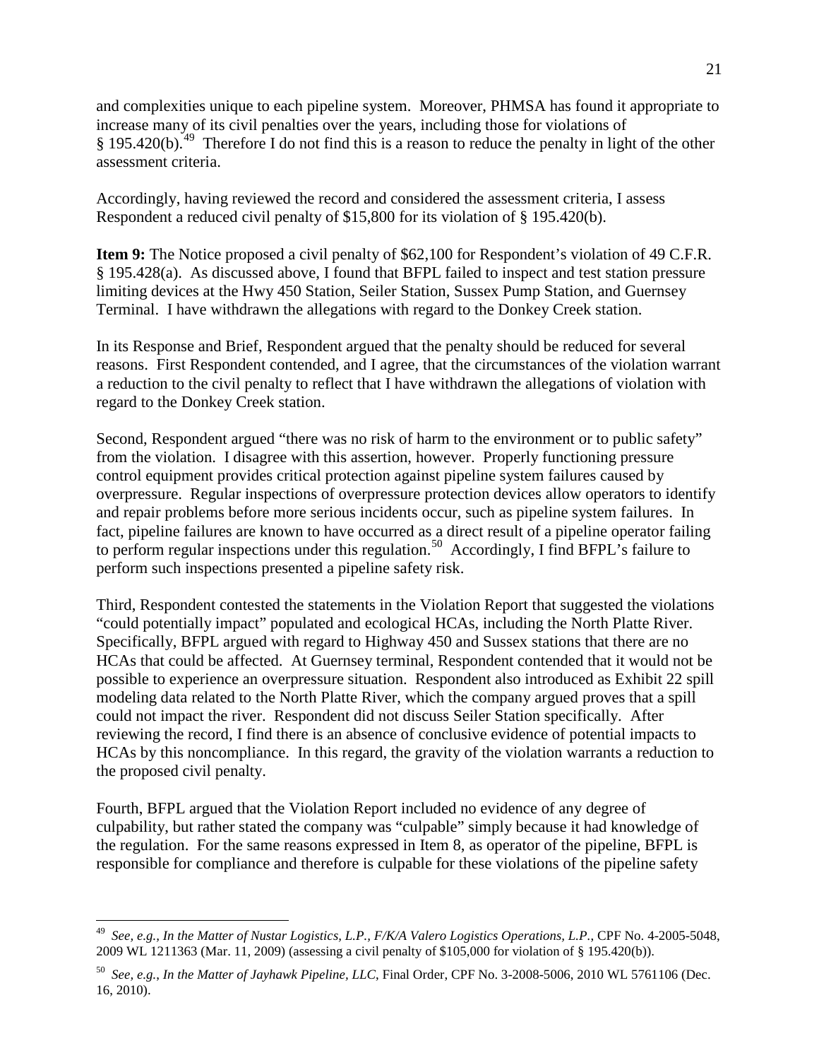and complexities unique to each pipeline system. Moreover, PHMSA has found it appropriate to increase many of its civil penalties over the years, including those for violations of § 195.420(b).[49] Therefore I do not find this is a reason to reduce the penalty in light of the other assessment criteria.

Accordingly, having reviewed the record and considered the assessment criteria, I assess Respondent a reduced civil penalty of $15,800 for its violation of § 195.420(b).

**Item 9:** The Notice proposed a civil penalty of $62,100 for Respondent's violation of 49 C.F.R. § 195.428(a). As discussed above, I found that BFPL failed to inspect and test station pressure limiting devices at the Hwy 450 Station, Seiler Station, Sussex Pump Station, and Guernsey Terminal. I have withdrawn the allegations with regard to the Donkey Creek station.

In its Response and Brief, Respondent argued that the penalty should be reduced for several reasons. First Respondent contended, and I agree, that the circumstances of the violation warrant a reduction to the civil penalty to reflect that I have withdrawn the allegations of violation with regard to the Donkey Creek station.

Second, Respondent argued "there was no risk of harm to the environment or to public safety" from the violation. I disagree with this assertion, however. Properly functioning pressure control equipment provides critical protection against pipeline system failures caused by overpressure. Regular inspections of overpressure protection devices allow operators to identify and repair problems before more serious incidents occur, such as pipeline system failures. In fact, pipeline failures are known to have occurred as a direct result of a pipeline operator failing to perform regular inspections under this regulation.[50] Accordingly, I find BFPL's failure to perform such inspections presented a pipeline safety risk.

Third, Respondent contested the statements in the Violation Report that suggested the violations "could potentially impact" populated and ecological HCAs, including the North Platte River. Specifically, BFPL argued with regard to Highway 450 and Sussex stations that there are no HCAs that could be affected. At Guernsey terminal, Respondent contended that it would not be possible to experience an overpressure situation. Respondent also introduced as Exhibit 22 spill modeling data related to the North Platte River, which the company argued proves that a spill could not impact the river. Respondent did not discuss Seiler Station specifically. After reviewing the record, I find there is an absence of conclusive evidence of potential impacts to HCAs by this noncompliance. In this regard, the gravity of the violation warrants a reduction to the proposed civil penalty.

Fourth, BFPL argued that the Violation Report included no evidence of any degree of culpability, but rather stated the company was "culpable" simply because it had knowledge of the regulation. For the same reasons expressed in Item 8, as operator of the pipeline, BFPL is responsible for compliance and therefore is culpable for these violations of the pipeline safety

---

[49] *See, e.g., In the Matter of Nustar Logistics, L.P., F/K/A Valero Logistics Operations, L.P.*, CPF No. 4-2005-5048, 2009 WL 1211363 (Mar. 11, 2009) (assessing a civil penalty of $105,000 for violation of § 195.420(b)).

[50] *See, e.g., In the Matter of Jayhawk Pipeline, LLC*, Final Order, CPF No. 3-2008-5006, 2010 WL 5761106 (Dec. 16, 2010).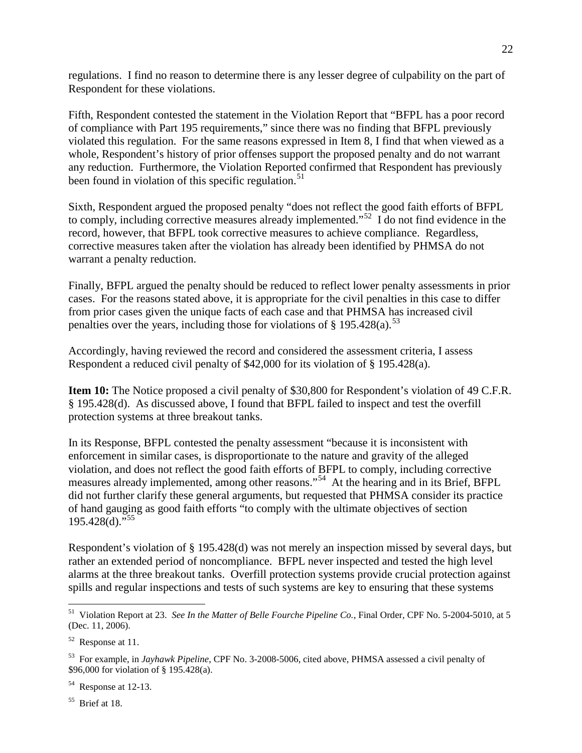regulations. I find no reason to determine there is any lesser degree of culpability on the part of Respondent for these violations.

Fifth, Respondent contested the statement in the Violation Report that "BFPL has a poor record of compliance with Part 195 requirements," since there was no finding that BFPL previously violated this regulation. For the same reasons expressed in Item 8, I find that when viewed as a whole, Respondent's history of prior offenses support the proposed penalty and do not warrant any reduction. Furthermore, the Violation Reported confirmed that Respondent has previously been found in violation of this specific regulation.[51]

Sixth, Respondent argued the proposed penalty "does not reflect the good faith efforts of BFPL to comply, including corrective measures already implemented."[52] I do not find evidence in the record, however, that BFPL took corrective measures to achieve compliance. Regardless, corrective measures taken after the violation has already been identified by PHMSA do not warrant a penalty reduction.

Finally, BFPL argued the penalty should be reduced to reflect lower penalty assessments in prior cases. For the reasons stated above, it is appropriate for the civil penalties in this case to differ from prior cases given the unique facts of each case and that PHMSA has increased civil penalties over the years, including those for violations of § 195.428(a).[53]

Accordingly, having reviewed the record and considered the assessment criteria, I assess Respondent a reduced civil penalty of $42,000 for its violation of § 195.428(a).

**Item 10:** The Notice proposed a civil penalty of $30,800 for Respondent's violation of 49 C.F.R. § 195.428(d). As discussed above, I found that BFPL failed to inspect and test the overfill protection systems at three breakout tanks.

In its Response, BFPL contested the penalty assessment "because it is inconsistent with enforcement in similar cases, is disproportionate to the nature and gravity of the alleged violation, and does not reflect the good faith efforts of BFPL to comply, including corrective measures already implemented, among other reasons."[54] At the hearing and in its Brief, BFPL did not further clarify these general arguments, but requested that PHMSA consider its practice of hand gauging as good faith efforts "to comply with the ultimate objectives of section 195.428(d)."[55]

Respondent's violation of § 195.428(d) was not merely an inspection missed by several days, but rather an extended period of noncompliance. BFPL never inspected and tested the high level alarms at the three breakout tanks. Overfill protection systems provide crucial protection against spills and regular inspections and tests of such systems are key to ensuring that these systems

---

[51] Violation Report at 23. *See In the Matter of Belle Fourche Pipeline Co.*, Final Order, CPF No. 5-2004-5010, at 5 (Dec. 11, 2006).

[52] Response at 11.

[53] For example, in *Jayhawk Pipeline*, CPF No. 3-2008-5006, cited above, PHMSA assessed a civil penalty of $96,000 for violation of § 195.428(a).

[54] Response at 12-13.

[55] Brief at 18.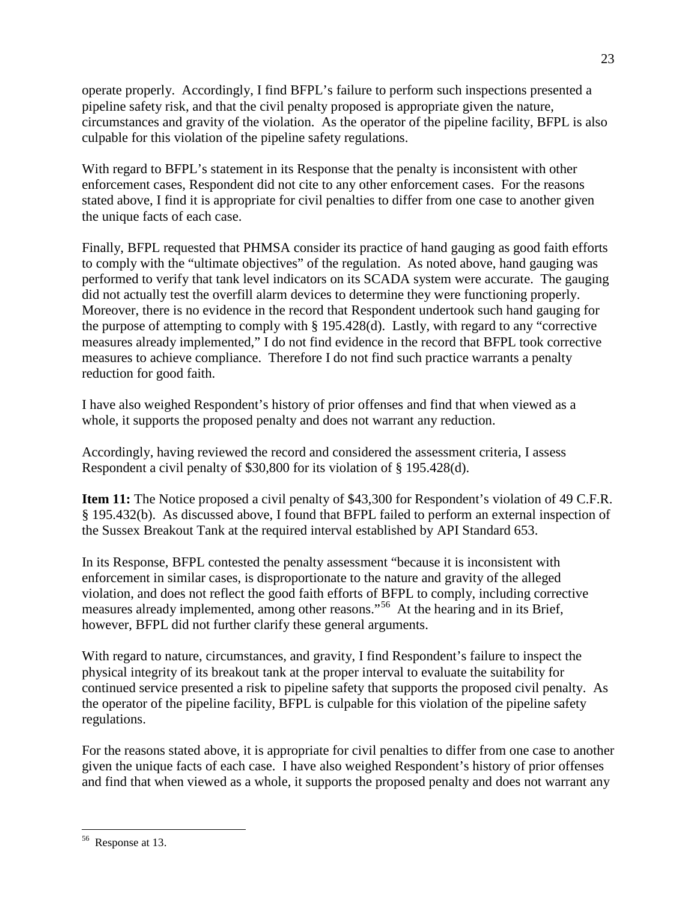operate properly. Accordingly, I find BFPL's failure to perform such inspections presented a pipeline safety risk, and that the civil penalty proposed is appropriate given the nature, circumstances and gravity of the violation. As the operator of the pipeline facility, BFPL is also culpable for this violation of the pipeline safety regulations.

With regard to BFPL's statement in its Response that the penalty is inconsistent with other enforcement cases, Respondent did not cite to any other enforcement cases. For the reasons stated above, I find it is appropriate for civil penalties to differ from one case to another given the unique facts of each case.

Finally, BFPL requested that PHMSA consider its practice of hand gauging as good faith efforts to comply with the "ultimate objectives" of the regulation. As noted above, hand gauging was performed to verify that tank level indicators on its SCADA system were accurate. The gauging did not actually test the overfill alarm devices to determine they were functioning properly. Moreover, there is no evidence in the record that Respondent undertook such hand gauging for the purpose of attempting to comply with § 195.428(d). Lastly, with regard to any "corrective measures already implemented," I do not find evidence in the record that BFPL took corrective measures to achieve compliance. Therefore I do not find such practice warrants a penalty reduction for good faith.

I have also weighed Respondent's history of prior offenses and find that when viewed as a whole, it supports the proposed penalty and does not warrant any reduction.

Accordingly, having reviewed the record and considered the assessment criteria, I assess Respondent a civil penalty of $30,800 for its violation of § 195.428(d).

**Item 11:** The Notice proposed a civil penalty of $43,300 for Respondent's violation of 49 C.F.R. § 195.432(b). As discussed above, I found that BFPL failed to perform an external inspection of the Sussex Breakout Tank at the required interval established by API Standard 653.

In its Response, BFPL contested the penalty assessment "because it is inconsistent with enforcement in similar cases, is disproportionate to the nature and gravity of the alleged violation, and does not reflect the good faith efforts of BFPL to comply, including corrective measures already implemented, among other reasons."[56] At the hearing and in its Brief, however, BFPL did not further clarify these general arguments.

With regard to nature, circumstances, and gravity, I find Respondent's failure to inspect the physical integrity of its breakout tank at the proper interval to evaluate the suitability for continued service presented a risk to pipeline safety that supports the proposed civil penalty. As the operator of the pipeline facility, BFPL is culpable for this violation of the pipeline safety regulations.

For the reasons stated above, it is appropriate for civil penalties to differ from one case to another given the unique facts of each case. I have also weighed Respondent's history of prior offenses and find that when viewed as a whole, it supports the proposed penalty and does not warrant any

[56] Response at 13.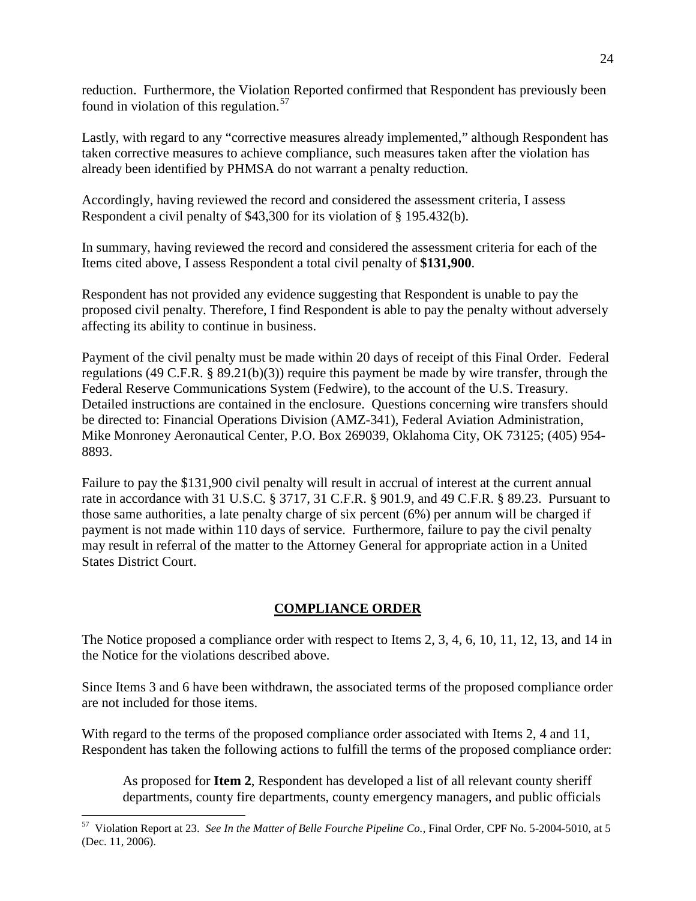reduction. Furthermore, the Violation Reported confirmed that Respondent has previously been found in violation of this regulation.[57]

Lastly, with regard to any "corrective measures already implemented," although Respondent has taken corrective measures to achieve compliance, such measures taken after the violation has already been identified by PHMSA do not warrant a penalty reduction.

Accordingly, having reviewed the record and considered the assessment criteria, I assess Respondent a civil penalty of $43,300 for its violation of § 195.432(b).

In summary, having reviewed the record and considered the assessment criteria for each of the Items cited above, I assess Respondent a total civil penalty of **$131,900**.

Respondent has not provided any evidence suggesting that Respondent is unable to pay the proposed civil penalty. Therefore, I find Respondent is able to pay the penalty without adversely affecting its ability to continue in business.

Payment of the civil penalty must be made within 20 days of receipt of this Final Order. Federal regulations (49 C.F.R. § 89.21(b)(3)) require this payment be made by wire transfer, through the Federal Reserve Communications System (Fedwire), to the account of the U.S. Treasury. Detailed instructions are contained in the enclosure. Questions concerning wire transfers should be directed to: Financial Operations Division (AMZ-341), Federal Aviation Administration, Mike Monroney Aeronautical Center, P.O. Box 269039, Oklahoma City, OK 73125; (405) 954-8893.

Failure to pay the $131,900 civil penalty will result in accrual of interest at the current annual rate in accordance with 31 U.S.C. § 3717, 31 C.F.R. § 901.9, and 49 C.F.R. § 89.23. Pursuant to those same authorities, a late penalty charge of six percent (6%) per annum will be charged if payment is not made within 110 days of service. Furthermore, failure to pay the civil penalty may result in referral of the matter to the Attorney General for appropriate action in a United States District Court.

## COMPLIANCE ORDER

The Notice proposed a compliance order with respect to Items 2, 3, 4, 6, 10, 11, 12, 13, and 14 in the Notice for the violations described above.

Since Items 3 and 6 have been withdrawn, the associated terms of the proposed compliance order are not included for those items.

With regard to the terms of the proposed compliance order associated with Items 2, 4 and 11, Respondent has taken the following actions to fulfill the terms of the proposed compliance order:

> As proposed for **Item 2**, Respondent has developed a list of all relevant county sheriff departments, county fire departments, county emergency managers, and public officials

---

[57] Violation Report at 23. *See In the Matter of Belle Fourche Pipeline Co.*, Final Order, CPF No. 5-2004-5010, at 5 (Dec. 11, 2006).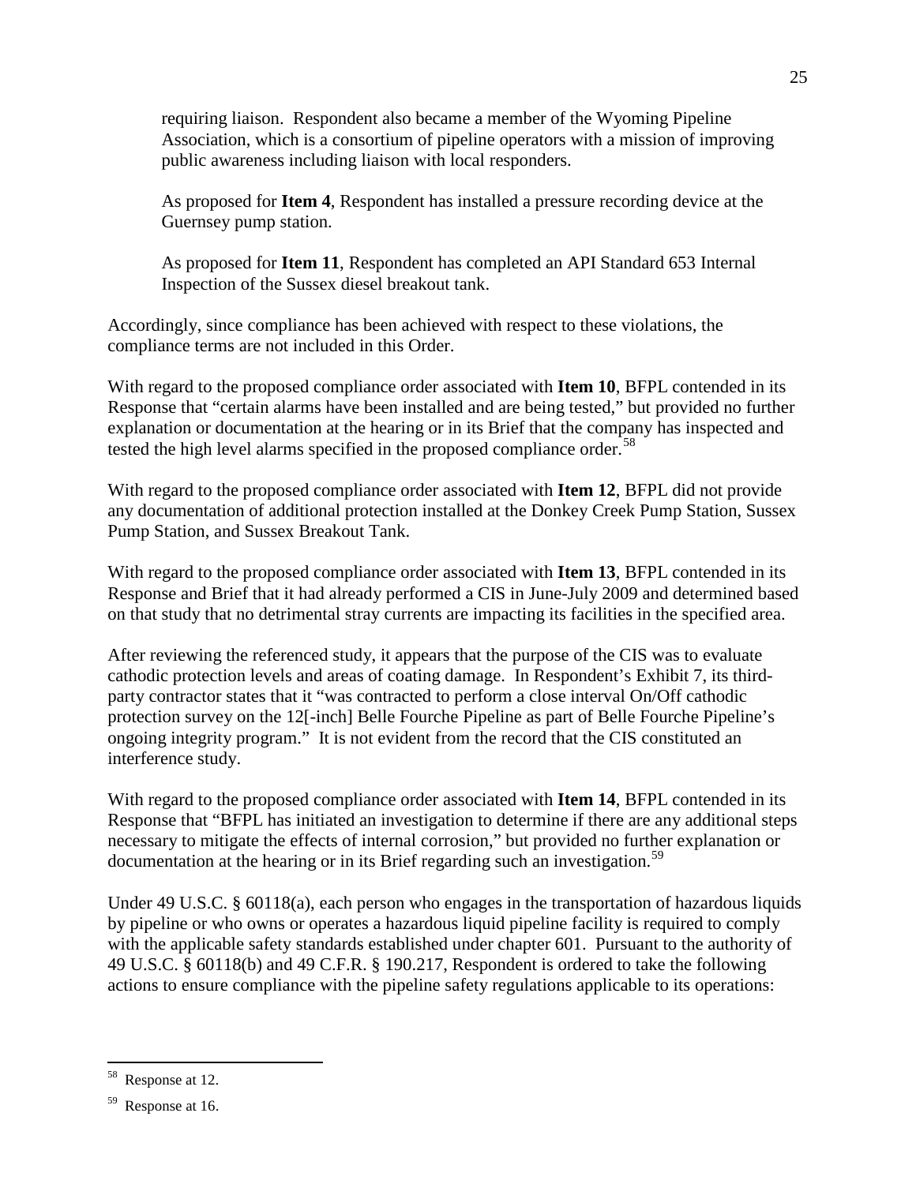requiring liaison. Respondent also became a member of the Wyoming Pipeline Association, which is a consortium of pipeline operators with a mission of improving public awareness including liaison with local responders.

As proposed for **Item 4**, Respondent has installed a pressure recording device at the Guernsey pump station.

As proposed for **Item 11**, Respondent has completed an API Standard 653 Internal Inspection of the Sussex diesel breakout tank.

Accordingly, since compliance has been achieved with respect to these violations, the compliance terms are not included in this Order.

With regard to the proposed compliance order associated with **Item 10**, BFPL contended in its Response that "certain alarms have been installed and are being tested," but provided no further explanation or documentation at the hearing or in its Brief that the company has inspected and tested the high level alarms specified in the proposed compliance order.[58]

With regard to the proposed compliance order associated with **Item 12**, BFPL did not provide any documentation of additional protection installed at the Donkey Creek Pump Station, Sussex Pump Station, and Sussex Breakout Tank.

With regard to the proposed compliance order associated with **Item 13**, BFPL contended in its Response and Brief that it had already performed a CIS in June-July 2009 and determined based on that study that no detrimental stray currents are impacting its facilities in the specified area.

After reviewing the referenced study, it appears that the purpose of the CIS was to evaluate cathodic protection levels and areas of coating damage. In Respondent's Exhibit 7, its third-party contractor states that it "was contracted to perform a close interval On/Off cathodic protection survey on the 12[-inch] Belle Fourche Pipeline as part of Belle Fourche Pipeline's ongoing integrity program." It is not evident from the record that the CIS constituted an interference study.

With regard to the proposed compliance order associated with **Item 14**, BFPL contended in its Response that "BFPL has initiated an investigation to determine if there are any additional steps necessary to mitigate the effects of internal corrosion," but provided no further explanation or documentation at the hearing or in its Brief regarding such an investigation.[59]

Under 49 U.S.C. § 60118(a), each person who engages in the transportation of hazardous liquids by pipeline or who owns or operates a hazardous liquid pipeline facility is required to comply with the applicable safety standards established under chapter 601. Pursuant to the authority of 49 U.S.C. § 60118(b) and 49 C.F.R. § 190.217, Respondent is ordered to take the following actions to ensure compliance with the pipeline safety regulations applicable to its operations:

---

[58] Response at 12.

[59] Response at 16.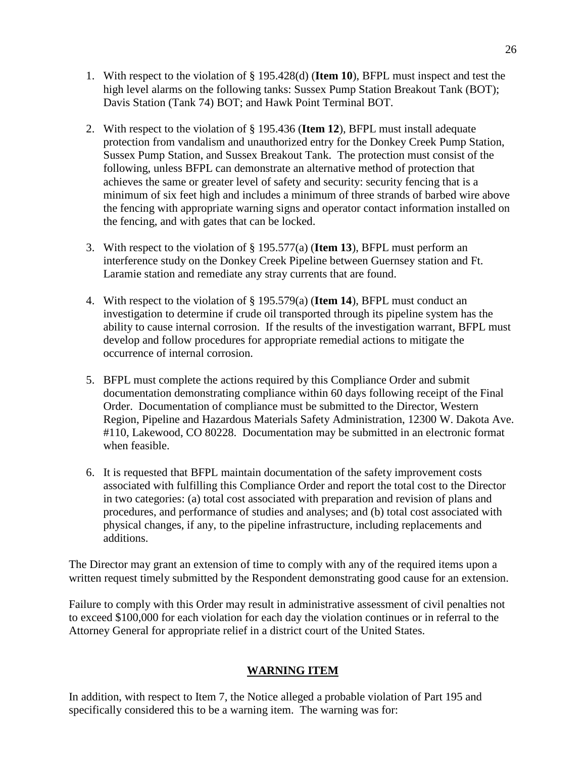1. With respect to the violation of § 195.428(d) (**Item 10**), BFPL must inspect and test the high level alarms on the following tanks: Sussex Pump Station Breakout Tank (BOT); Davis Station (Tank 74) BOT; and Hawk Point Terminal BOT.

2. With respect to the violation of § 195.436 (**Item 12**), BFPL must install adequate protection from vandalism and unauthorized entry for the Donkey Creek Pump Station, Sussex Pump Station, and Sussex Breakout Tank. The protection must consist of the following, unless BFPL can demonstrate an alternative method of protection that achieves the same or greater level of safety and security: security fencing that is a minimum of six feet high and includes a minimum of three strands of barbed wire above the fencing with appropriate warning signs and operator contact information installed on the fencing, and with gates that can be locked.

3. With respect to the violation of § 195.577(a) (**Item 13**), BFPL must perform an interference study on the Donkey Creek Pipeline between Guernsey station and Ft. Laramie station and remediate any stray currents that are found.

4. With respect to the violation of § 195.579(a) (**Item 14**), BFPL must conduct an investigation to determine if crude oil transported through its pipeline system has the ability to cause internal corrosion. If the results of the investigation warrant, BFPL must develop and follow procedures for appropriate remedial actions to mitigate the occurrence of internal corrosion.

5. BFPL must complete the actions required by this Compliance Order and submit documentation demonstrating compliance within 60 days following receipt of the Final Order. Documentation of compliance must be submitted to the Director, Western Region, Pipeline and Hazardous Materials Safety Administration, 12300 W. Dakota Ave. #110, Lakewood, CO 80228. Documentation may be submitted in an electronic format when feasible.

6. It is requested that BFPL maintain documentation of the safety improvement costs associated with fulfilling this Compliance Order and report the total cost to the Director in two categories: (a) total cost associated with preparation and revision of plans and procedures, and performance of studies and analyses; and (b) total cost associated with physical changes, if any, to the pipeline infrastructure, including replacements and additions.

The Director may grant an extension of time to comply with any of the required items upon a written request timely submitted by the Respondent demonstrating good cause for an extension.

Failure to comply with this Order may result in administrative assessment of civil penalties not to exceed $100,000 for each violation for each day the violation continues or in referral to the Attorney General for appropriate relief in a district court of the United States.

## WARNING ITEM

In addition, with respect to Item 7, the Notice alleged a probable violation of Part 195 and specifically considered this to be a warning item. The warning was for: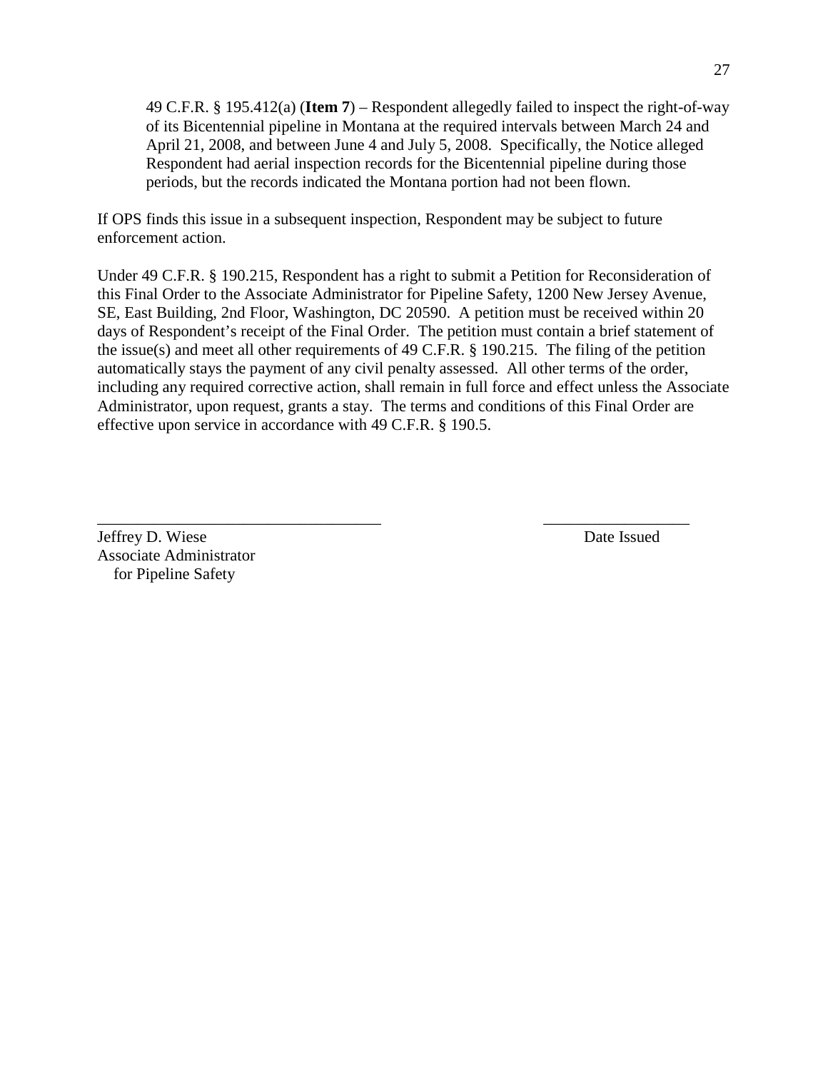49 C.F.R. § 195.412(a) (**Item 7**) – Respondent allegedly failed to inspect the right-of-way of its Bicentennial pipeline in Montana at the required intervals between March 24 and April 21, 2008, and between June 4 and July 5, 2008. Specifically, the Notice alleged Respondent had aerial inspection records for the Bicentennial pipeline during those periods, but the records indicated the Montana portion had not been flown.

If OPS finds this issue in a subsequent inspection, Respondent may be subject to future enforcement action.

Under 49 C.F.R. § 190.215, Respondent has a right to submit a Petition for Reconsideration of this Final Order to the Associate Administrator for Pipeline Safety, 1200 New Jersey Avenue, SE, East Building, 2nd Floor, Washington, DC 20590. A petition must be received within 20 days of Respondent's receipt of the Final Order. The petition must contain a brief statement of the issue(s) and meet all other requirements of 49 C.F.R. § 190.215. The filing of the petition automatically stays the payment of any civil penalty assessed. All other terms of the order, including any required corrective action, shall remain in full force and effect unless the Associate Administrator, upon request, grants a stay. The terms and conditions of this Final Order are effective upon service in accordance with 49 C.F.R. § 190.5.

\_\_\_\_\_\_\_\_\_\_\_\_\_\_\_\_\_\_\_\_\_\_\_\_\_\_\_\_\_\_\_\_\_\_\_ \_\_\_\_\_\_\_\_\_\_\_\_\_\_\_\_\_\_

Jeffrey D. Wiese  
Associate Administrator  
for Pipeline Safety

Date Issued